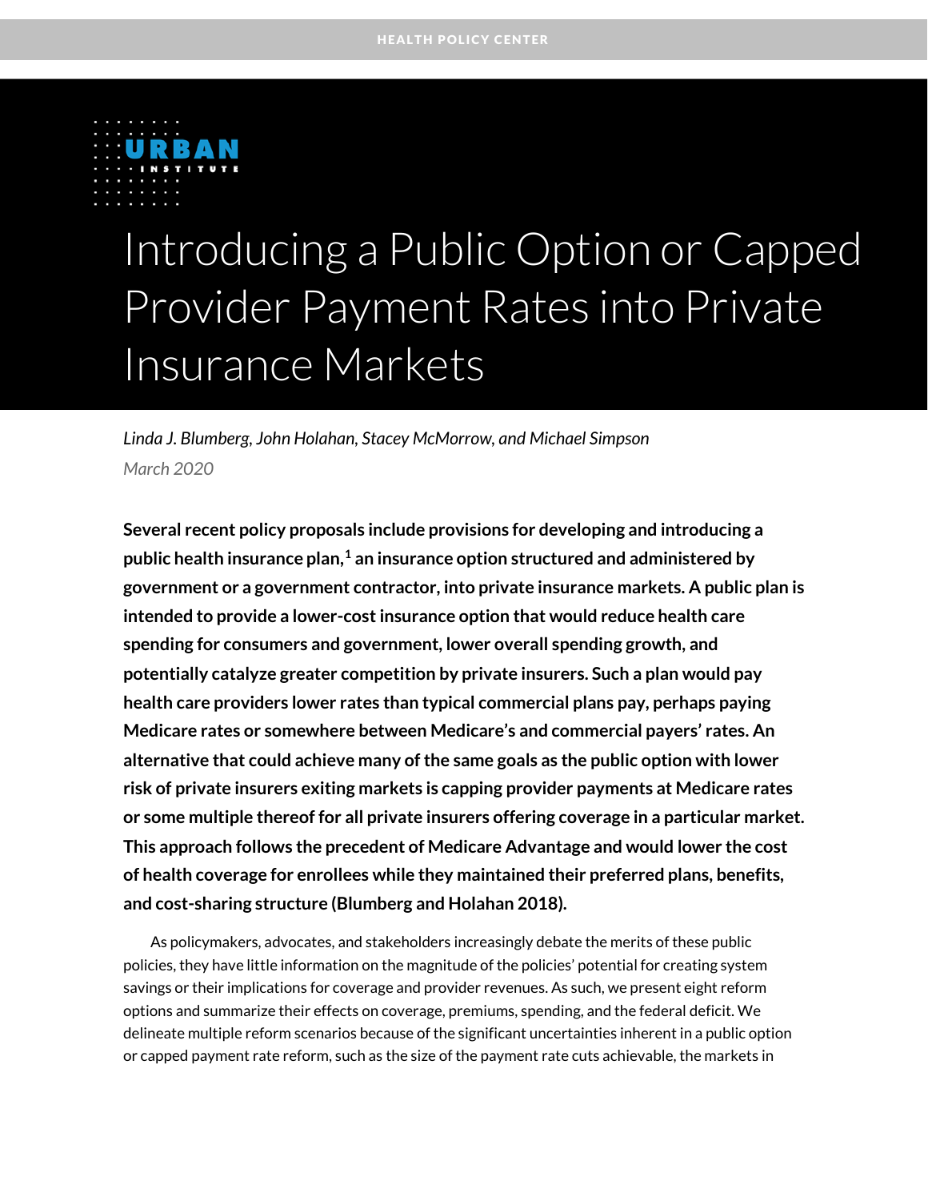HEALTH POLICY CENTER

URBAN INSTITUTE

# Introducing a Public Option or Capped Provider Payment Rates into Private Insurance Markets

*Linda J. Blumberg, John Holahan, Stacey McMorrow, and Michael Simpson*

*March 2020*

**Several recent policy proposals include provisions for developing and introducing a public health insurance plan,[1] an insurance option structured and administered by government or a government contractor, into private insurance markets. A public plan is intended to provide a lower-cost insurance option that would reduce health care spending for consumers and government, lower overall spending growth, and potentially catalyze greater competition by private insurers. Such a plan would pay health care providers lower rates than typical commercial plans pay, perhaps paying Medicare rates or somewhere between Medicare's and commercial payers' rates. An alternative that could achieve many of the same goals as the public option with lower risk of private insurers exiting markets is capping provider payments at Medicare rates or some multiple thereof for all private insurers offering coverage in a particular market. This approach follows the precedent of Medicare Advantage and would lower the cost of health coverage for enrollees while they maintained their preferred plans, benefits, and cost-sharing structure (Blumberg and Holahan 2018).**

As policymakers, advocates, and stakeholders increasingly debate the merits of these public policies, they have little information on the magnitude of the policies' potential for creating system savings or their implications for coverage and provider revenues. As such, we present eight reform options and summarize their effects on coverage, premiums, spending, and the federal deficit. We delineate multiple reform scenarios because of the significant uncertainties inherent in a public option or capped payment rate reform, such as the size of the payment rate cuts achievable, the markets in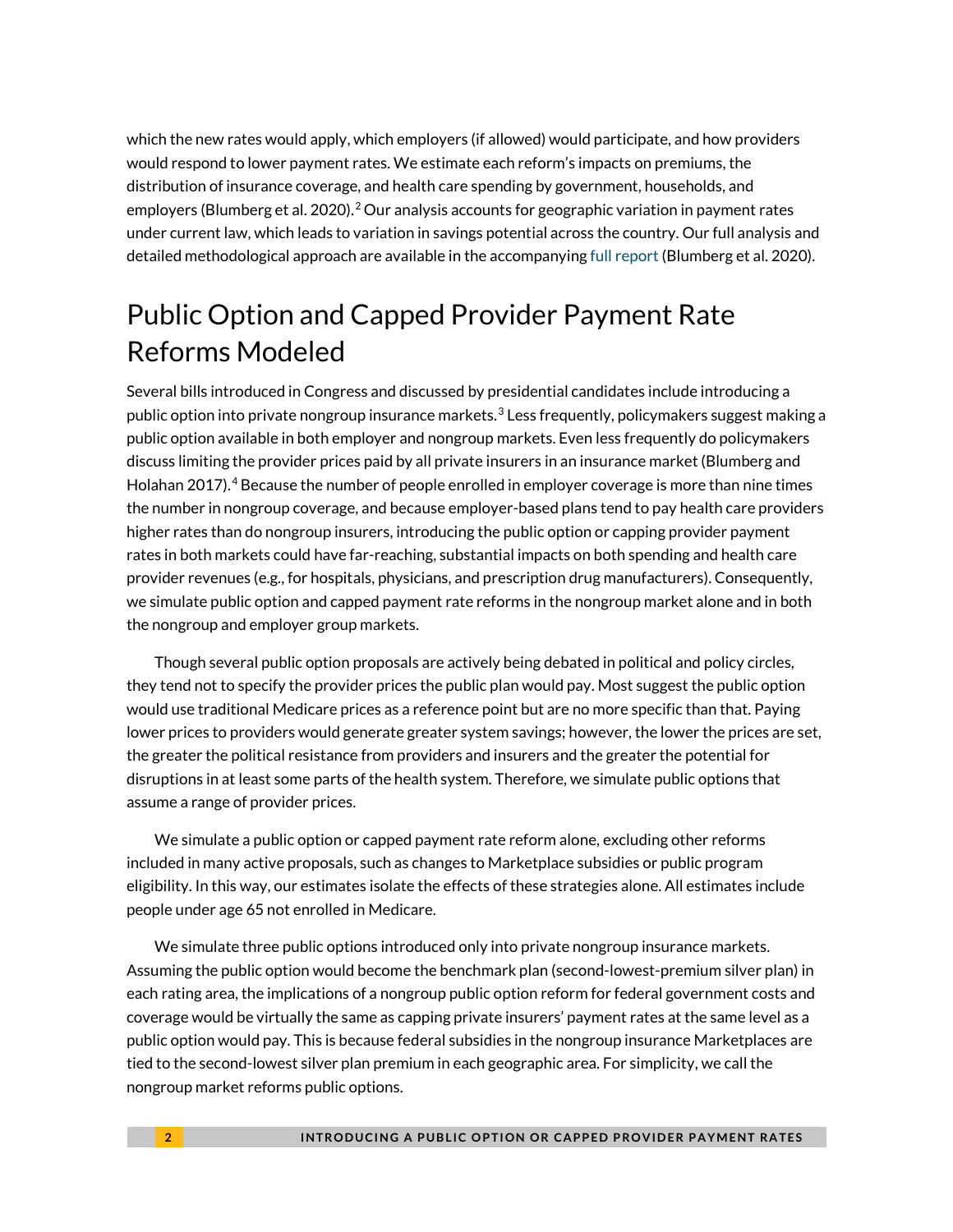which the new rates would apply, which employers (if allowed) would participate, and how providers would respond to lower payment rates. We estimate each reform's impacts on premiums, the distribution of insurance coverage, and health care spending by government, households, and employers (Blumberg et al. 2020).[2] Our analysis accounts for geographic variation in payment rates under current law, which leads to variation in savings potential across the country. Our full analysis and detailed methodological approach are available in the accompanying full report (Blumberg et al. 2020).

## Public Option and Capped Provider Payment Rate Reforms Modeled

Several bills introduced in Congress and discussed by presidential candidates include introducing a public option into private nongroup insurance markets.[3] Less frequently, policymakers suggest making a public option available in both employer and nongroup markets. Even less frequently do policymakers discuss limiting the provider prices paid by all private insurers in an insurance market (Blumberg and Holahan 2017).[4] Because the number of people enrolled in employer coverage is more than nine times the number in nongroup coverage, and because employer-based plans tend to pay health care providers higher rates than do nongroup insurers, introducing the public option or capping provider payment rates in both markets could have far-reaching, substantial impacts on both spending and health care provider revenues (e.g., for hospitals, physicians, and prescription drug manufacturers). Consequently, we simulate public option and capped payment rate reforms in the nongroup market alone and in both the nongroup and employer group markets.

Though several public option proposals are actively being debated in political and policy circles, they tend not to specify the provider prices the public plan would pay. Most suggest the public option would use traditional Medicare prices as a reference point but are no more specific than that. Paying lower prices to providers would generate greater system savings; however, the lower the prices are set, the greater the political resistance from providers and insurers and the greater the potential for disruptions in at least some parts of the health system. Therefore, we simulate public options that assume a range of provider prices.

We simulate a public option or capped payment rate reform alone, excluding other reforms included in many active proposals, such as changes to Marketplace subsidies or public program eligibility. In this way, our estimates isolate the effects of these strategies alone. All estimates include people under age 65 not enrolled in Medicare.

We simulate three public options introduced only into private nongroup insurance markets. Assuming the public option would become the benchmark plan (second-lowest-premium silver plan) in each rating area, the implications of a nongroup public option reform for federal government costs and coverage would be virtually the same as capping private insurers' payment rates at the same level as a public option would pay. This is because federal subsidies in the nongroup insurance Marketplaces are tied to the second-lowest silver plan premium in each geographic area. For simplicity, we call the nongroup market reforms public options.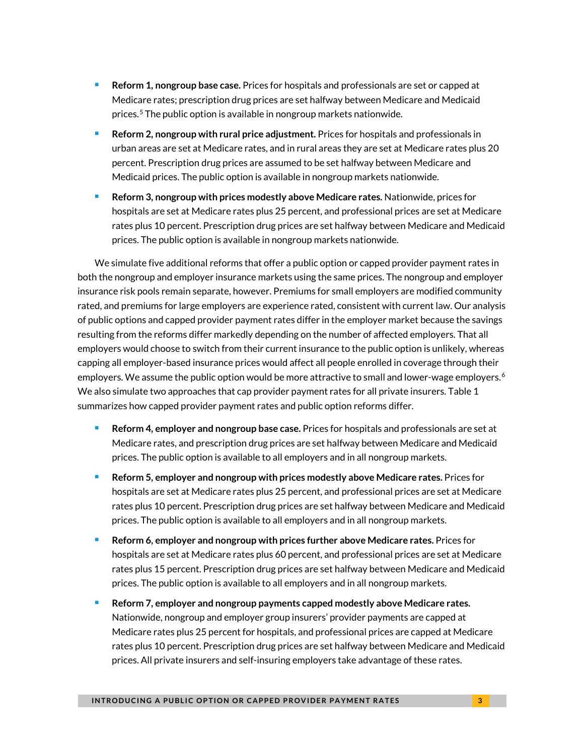- **Reform 1, nongroup base case.** Prices for hospitals and professionals are set or capped at Medicare rates; prescription drug prices are set halfway between Medicare and Medicaid prices.[5] The public option is available in nongroup markets nationwide.
- **Reform 2, nongroup with rural price adjustment.** Prices for hospitals and professionals in urban areas are set at Medicare rates, and in rural areas they are set at Medicare rates plus 20 percent. Prescription drug prices are assumed to be set halfway between Medicare and Medicaid prices. The public option is available in nongroup markets nationwide.
- **Reform 3, nongroup with prices modestly above Medicare rates.** Nationwide, prices for hospitals are set at Medicare rates plus 25 percent, and professional prices are set at Medicare rates plus 10 percent. Prescription drug prices are set halfway between Medicare and Medicaid prices. The public option is available in nongroup markets nationwide.

We simulate five additional reforms that offer a public option or capped provider payment rates in both the nongroup and employer insurance markets using the same prices. The nongroup and employer insurance risk pools remain separate, however. Premiums for small employers are modified community rated, and premiums for large employers are experience rated, consistent with current law. Our analysis of public options and capped provider payment rates differ in the employer market because the savings resulting from the reforms differ markedly depending on the number of affected employers. That all employers would choose to switch from their current insurance to the public option is unlikely, whereas capping all employer-based insurance prices would affect all people enrolled in coverage through their employers. We assume the public option would be more attractive to small and lower-wage employers.[6] We also simulate two approaches that cap provider payment rates for all private insurers. Table 1 summarizes how capped provider payment rates and public option reforms differ.

- **Reform 4, employer and nongroup base case.** Prices for hospitals and professionals are set at Medicare rates, and prescription drug prices are set halfway between Medicare and Medicaid prices. The public option is available to all employers and in all nongroup markets.
- **Reform 5, employer and nongroup with prices modestly above Medicare rates.** Prices for hospitals are set at Medicare rates plus 25 percent, and professional prices are set at Medicare rates plus 10 percent. Prescription drug prices are set halfway between Medicare and Medicaid prices. The public option is available to all employers and in all nongroup markets.
- **Reform 6, employer and nongroup with prices further above Medicare rates.** Prices for hospitals are set at Medicare rates plus 60 percent, and professional prices are set at Medicare rates plus 15 percent. Prescription drug prices are set halfway between Medicare and Medicaid prices. The public option is available to all employers and in all nongroup markets.
- **Reform 7, employer and nongroup payments capped modestly above Medicare rates.** Nationwide, nongroup and employer group insurers' provider payments are capped at Medicare rates plus 25 percent for hospitals, and professional prices are capped at Medicare rates plus 10 percent. Prescription drug prices are set halfway between Medicare and Medicaid prices. All private insurers and self-insuring employers take advantage of these rates.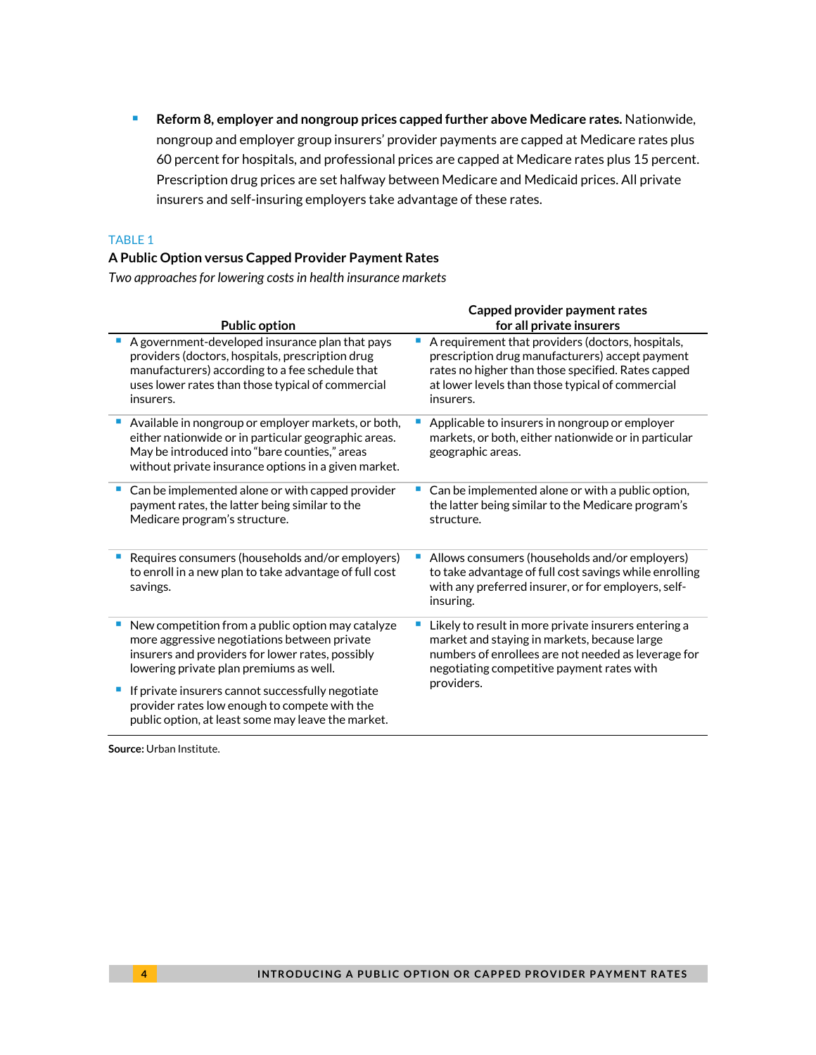- **Reform 8, employer and nongroup prices capped further above Medicare rates.** Nationwide, nongroup and employer group insurers' provider payments are capped at Medicare rates plus 60 percent for hospitals, and professional prices are capped at Medicare rates plus 15 percent. Prescription drug prices are set halfway between Medicare and Medicaid prices. All private insurers and self-insuring employers take advantage of these rates.

TABLE 1

**A Public Option versus Capped Provider Payment Rates**

*Two approaches for lowering costs in health insurance markets*

| Public option | Capped provider payment rates for all private insurers |
|---|---|
| A government-developed insurance plan that pays providers (doctors, hospitals, prescription drug manufacturers) according to a fee schedule that uses lower rates than those typical of commercial insurers. | A requirement that providers (doctors, hospitals, prescription drug manufacturers) accept payment rates no higher than those specified. Rates capped at lower levels than those typical of commercial insurers. |
| Available in nongroup or employer markets, or both, either nationwide or in particular geographic areas. May be introduced into "bare counties," areas without private insurance options in a given market. | Applicable to insurers in nongroup or employer markets, or both, either nationwide or in particular geographic areas. |
| Can be implemented alone or with capped provider payment rates, the latter being similar to the Medicare program's structure. | Can be implemented alone or with a public option, the latter being similar to the Medicare program's structure. |
| Requires consumers (households and/or employers) to enroll in a new plan to take advantage of full cost savings. | Allows consumers (households and/or employers) to take advantage of full cost savings while enrolling with any preferred insurer, or for employers, self-insuring. |
| New competition from a public option may catalyze more aggressive negotiations between private insurers and providers for lower rates, possibly lowering private plan premiums as well.<br>If private insurers cannot successfully negotiate provider rates low enough to compete with the public option, at least some may leave the market. | Likely to result in more private insurers entering a market and staying in markets, because large numbers of enrollees are not needed as leverage for negotiating competitive payment rates with providers. |

**Source:** Urban Institute.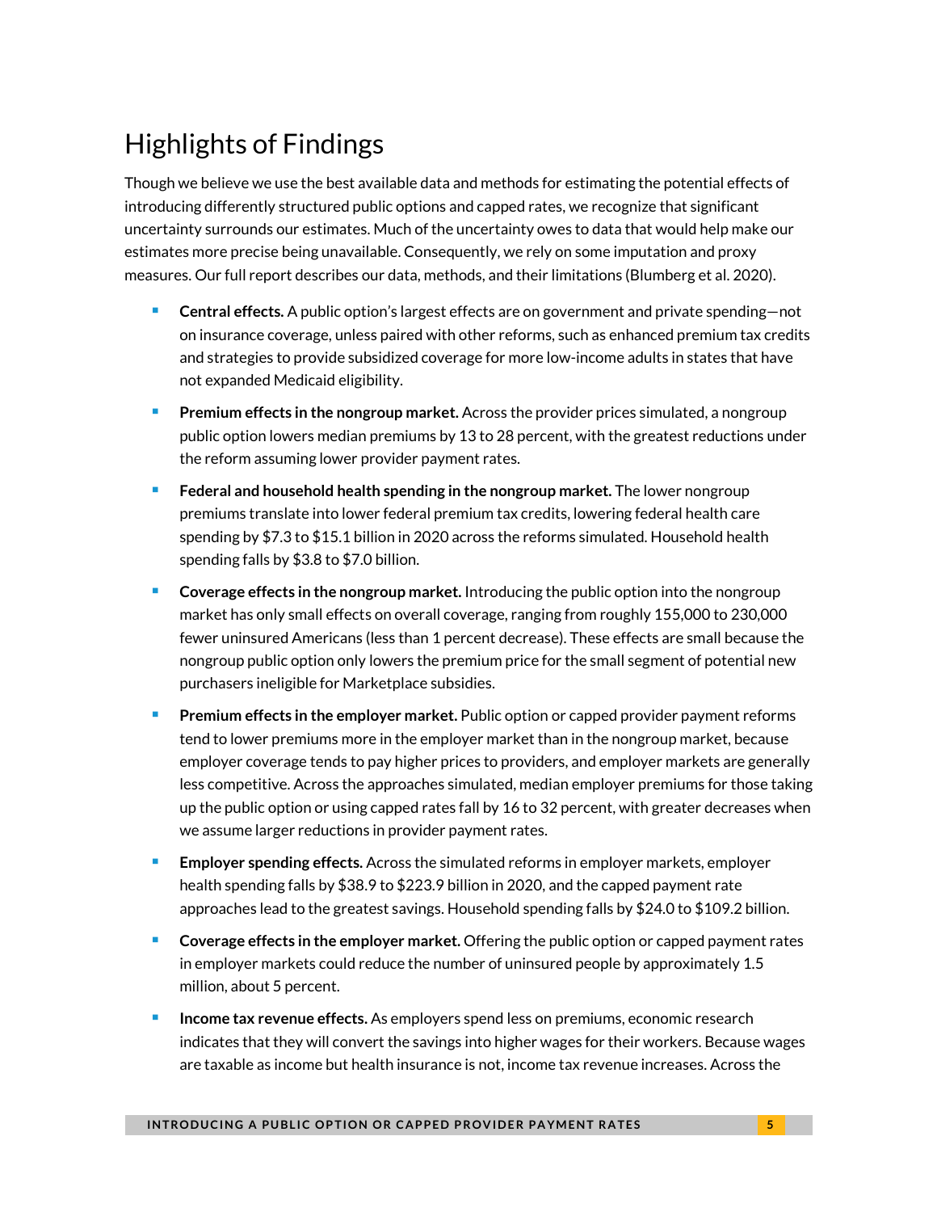## Highlights of Findings

Though we believe we use the best available data and methods for estimating the potential effects of introducing differently structured public options and capped rates, we recognize that significant uncertainty surrounds our estimates. Much of the uncertainty owes to data that would help make our estimates more precise being unavailable. Consequently, we rely on some imputation and proxy measures. Our full report describes our data, methods, and their limitations (Blumberg et al. 2020).

- **Central effects.** A public option's largest effects are on government and private spending—not on insurance coverage, unless paired with other reforms, such as enhanced premium tax credits and strategies to provide subsidized coverage for more low-income adults in states that have not expanded Medicaid eligibility.
- **Premium effects in the nongroup market.** Across the provider prices simulated, a nongroup public option lowers median premiums by 13 to 28 percent, with the greatest reductions under the reform assuming lower provider payment rates.
- **Federal and household health spending in the nongroup market.** The lower nongroup premiums translate into lower federal premium tax credits, lowering federal health care spending by $7.3 to $15.1 billion in 2020 across the reforms simulated. Household health spending falls by $3.8 to $7.0 billion.
- **Coverage effects in the nongroup market.** Introducing the public option into the nongroup market has only small effects on overall coverage, ranging from roughly 155,000 to 230,000 fewer uninsured Americans (less than 1 percent decrease). These effects are small because the nongroup public option only lowers the premium price for the small segment of potential new purchasers ineligible for Marketplace subsidies.
- **Premium effects in the employer market.** Public option or capped provider payment reforms tend to lower premiums more in the employer market than in the nongroup market, because employer coverage tends to pay higher prices to providers, and employer markets are generally less competitive. Across the approaches simulated, median employer premiums for those taking up the public option or using capped rates fall by 16 to 32 percent, with greater decreases when we assume larger reductions in provider payment rates.
- **Employer spending effects.** Across the simulated reforms in employer markets, employer health spending falls by $38.9 to $223.9 billion in 2020, and the capped payment rate approaches lead to the greatest savings. Household spending falls by $24.0 to $109.2 billion.
- **Coverage effects in the employer market.** Offering the public option or capped payment rates in employer markets could reduce the number of uninsured people by approximately 1.5 million, about 5 percent.
- **Income tax revenue effects.** As employers spend less on premiums, economic research indicates that they will convert the savings into higher wages for their workers. Because wages are taxable as income but health insurance is not, income tax revenue increases. Across the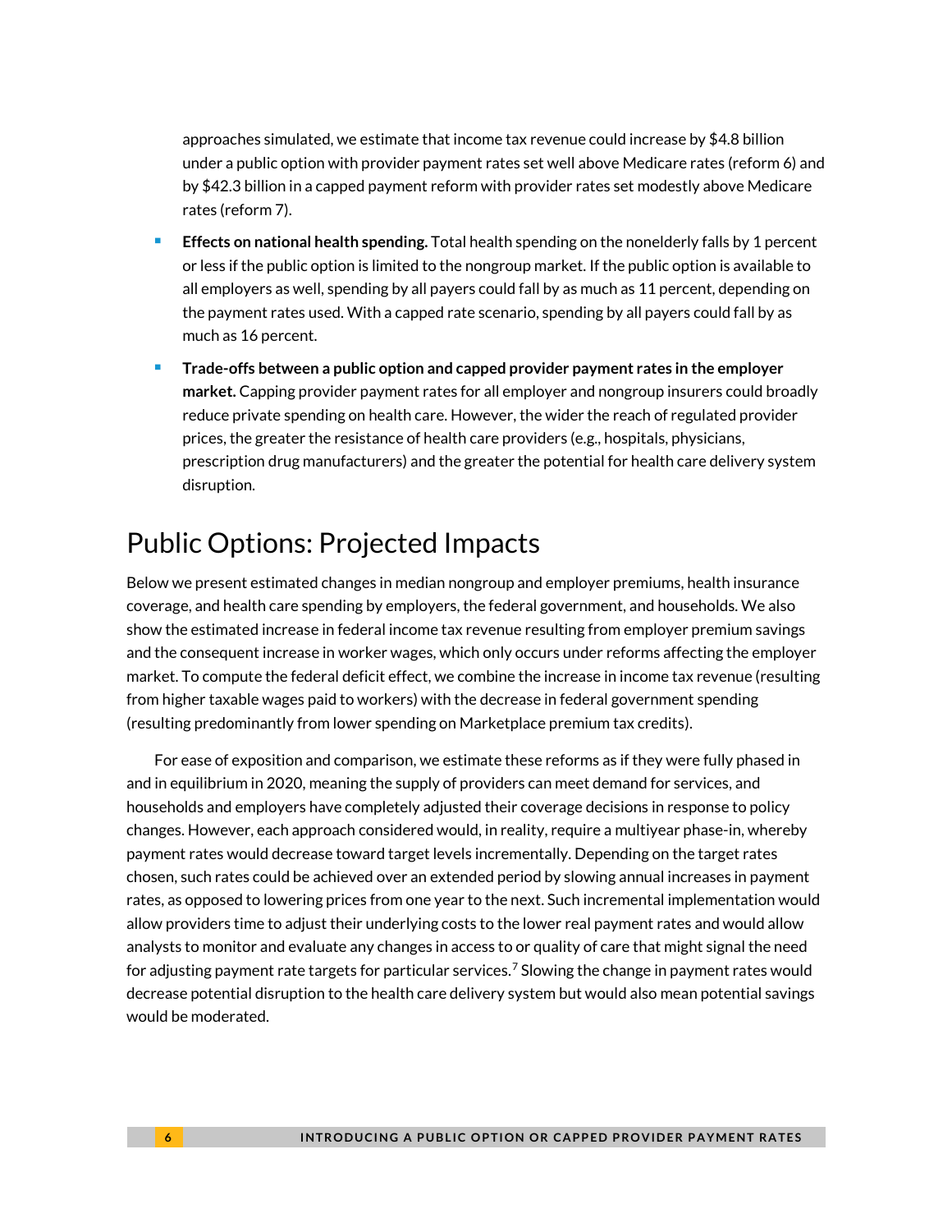approaches simulated, we estimate that income tax revenue could increase by $4.8 billion under a public option with provider payment rates set well above Medicare rates (reform 6) and by $42.3 billion in a capped payment reform with provider rates set modestly above Medicare rates (reform 7).

- **Effects on national health spending.** Total health spending on the nonelderly falls by 1 percent or less if the public option is limited to the nongroup market. If the public option is available to all employers as well, spending by all payers could fall by as much as 11 percent, depending on the payment rates used. With a capped rate scenario, spending by all payers could fall by as much as 16 percent.
- **Trade-offs between a public option and capped provider payment rates in the employer market.** Capping provider payment rates for all employer and nongroup insurers could broadly reduce private spending on health care. However, the wider the reach of regulated provider prices, the greater the resistance of health care providers (e.g., hospitals, physicians, prescription drug manufacturers) and the greater the potential for health care delivery system disruption.

## Public Options: Projected Impacts

Below we present estimated changes in median nongroup and employer premiums, health insurance coverage, and health care spending by employers, the federal government, and households. We also show the estimated increase in federal income tax revenue resulting from employer premium savings and the consequent increase in worker wages, which only occurs under reforms affecting the employer market. To compute the federal deficit effect, we combine the increase in income tax revenue (resulting from higher taxable wages paid to workers) with the decrease in federal government spending (resulting predominantly from lower spending on Marketplace premium tax credits).

For ease of exposition and comparison, we estimate these reforms as if they were fully phased in and in equilibrium in 2020, meaning the supply of providers can meet demand for services, and households and employers have completely adjusted their coverage decisions in response to policy changes. However, each approach considered would, in reality, require a multiyear phase-in, whereby payment rates would decrease toward target levels incrementally. Depending on the target rates chosen, such rates could be achieved over an extended period by slowing annual increases in payment rates, as opposed to lowering prices from one year to the next. Such incremental implementation would allow providers time to adjust their underlying costs to the lower real payment rates and would allow analysts to monitor and evaluate any changes in access to or quality of care that might signal the need for adjusting payment rate targets for particular services.[7] Slowing the change in payment rates would decrease potential disruption to the health care delivery system but would also mean potential savings would be moderated.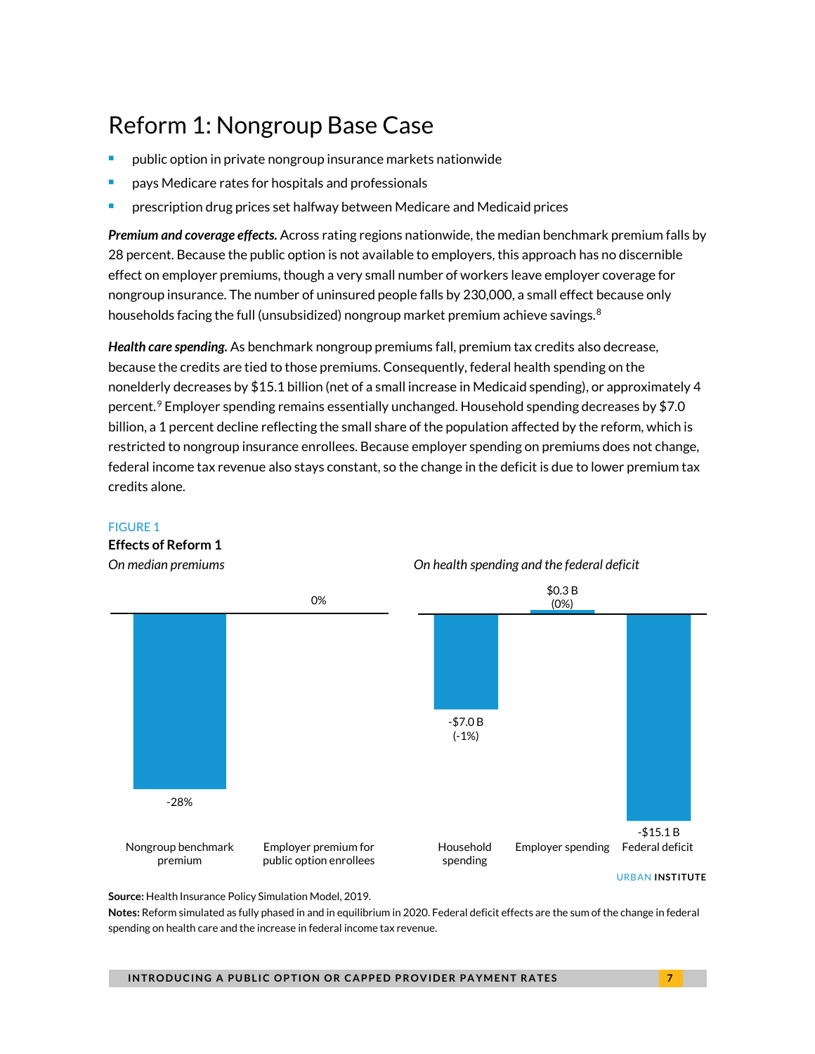# Reform 1: Nongroup Base Case

- public option in private nongroup insurance markets nationwide
- pays Medicare rates for hospitals and professionals
- prescription drug prices set halfway between Medicare and Medicaid prices

***Premium and coverage effects.*** Across rating regions nationwide, the median benchmark premium falls by 28 percent. Because the public option is not available to employers, this approach has no discernible effect on employer premiums, though a very small number of workers leave employer coverage for nongroup insurance. The number of uninsured people falls by 230,000, a small effect because only households facing the full (unsubsidized) nongroup market premium achieve savings.[8]

***Health care spending.*** As benchmark nongroup premiums fall, premium tax credits also decrease, because the credits are tied to those premiums. Consequently, federal health spending on the nonelderly decreases by $15.1 billion (net of a small increase in Medicaid spending), or approximately 4 percent.[9] Employer spending remains essentially unchanged. Household spending decreases by $7.0 billion, a 1 percent decline reflecting the small share of the population affected by the reform, which is restricted to nongroup insurance enrollees. Because employer spending on premiums does not change, federal income tax revenue also stays constant, so the change in the deficit is due to lower premium tax credits alone.

FIGURE 1

**Effects of Reform 1**

*On median premiums*

| | |
|---|---|
| Nongroup benchmark premium | -28% |
| Employer premium for public option enrollees | 0% |

*On health spending and the federal deficit*

| | |
|---|---|
| Household spending | -$7.0 B (-1%) |
| Employer spending | $0.3 B (0%) |
| Federal deficit | -$15.1 B |

URBAN INSTITUTE

**Source:** Health Insurance Policy Simulation Model, 2019.

**Notes:** Reform simulated as fully phased in and in equilibrium in 2020. Federal deficit effects are the sum of the change in federal spending on health care and the increase in federal income tax revenue.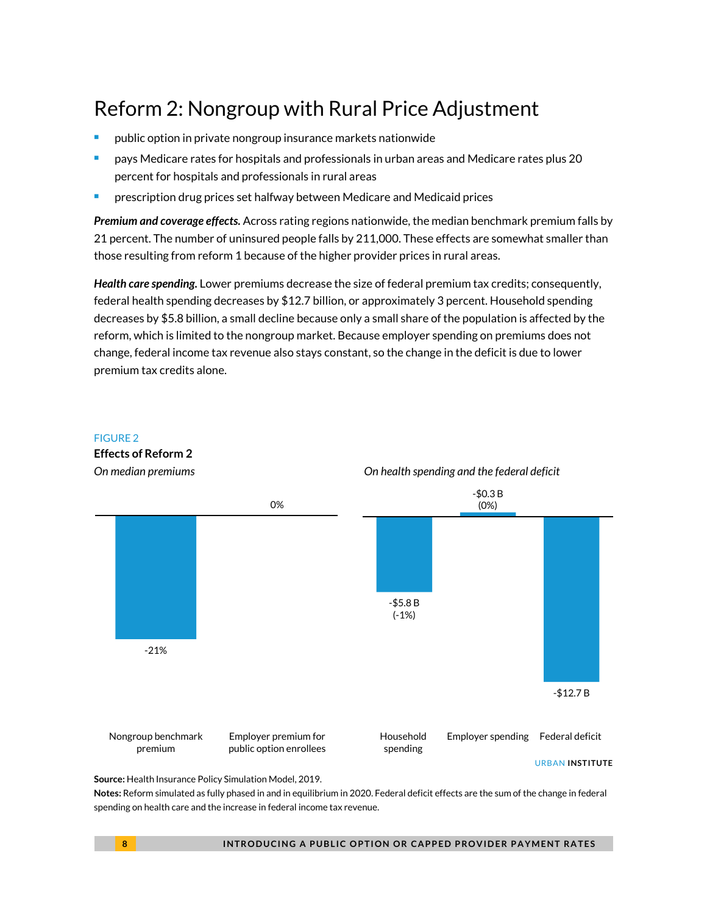# Reform 2: Nongroup with Rural Price Adjustment

- public option in private nongroup insurance markets nationwide
- pays Medicare rates for hospitals and professionals in urban areas and Medicare rates plus 20 percent for hospitals and professionals in rural areas
- prescription drug prices set halfway between Medicare and Medicaid prices

***Premium and coverage effects.*** Across rating regions nationwide, the median benchmark premium falls by 21 percent. The number of uninsured people falls by 211,000. These effects are somewhat smaller than those resulting from reform 1 because of the higher provider prices in rural areas.

***Health care spending.*** Lower premiums decrease the size of federal premium tax credits; consequently, federal health spending decreases by $12.7 billion, or approximately 3 percent. Household spending decreases by $5.8 billion, a small decline because only a small share of the population is affected by the reform, which is limited to the nongroup market. Because employer spending on premiums does not change, federal income tax revenue also stays constant, so the change in the deficit is due to lower premium tax credits alone.

FIGURE 2

**Effects of Reform 2**

*On median premiums*

| Nongroup benchmark premium | Employer premium for public option enrollees |
|---|---|
| -21% | 0% |

*On health spending and the federal deficit*

| Household spending | Employer spending | Federal deficit |
|---|---|---|
| -$5.8 B (-1%) | -$0.3 B (0%) | -$12.7 B |

URBAN INSTITUTE

**Source:** Health Insurance Policy Simulation Model, 2019.

**Notes:** Reform simulated as fully phased in and in equilibrium in 2020. Federal deficit effects are the sum of the change in federal spending on health care and the increase in federal income tax revenue.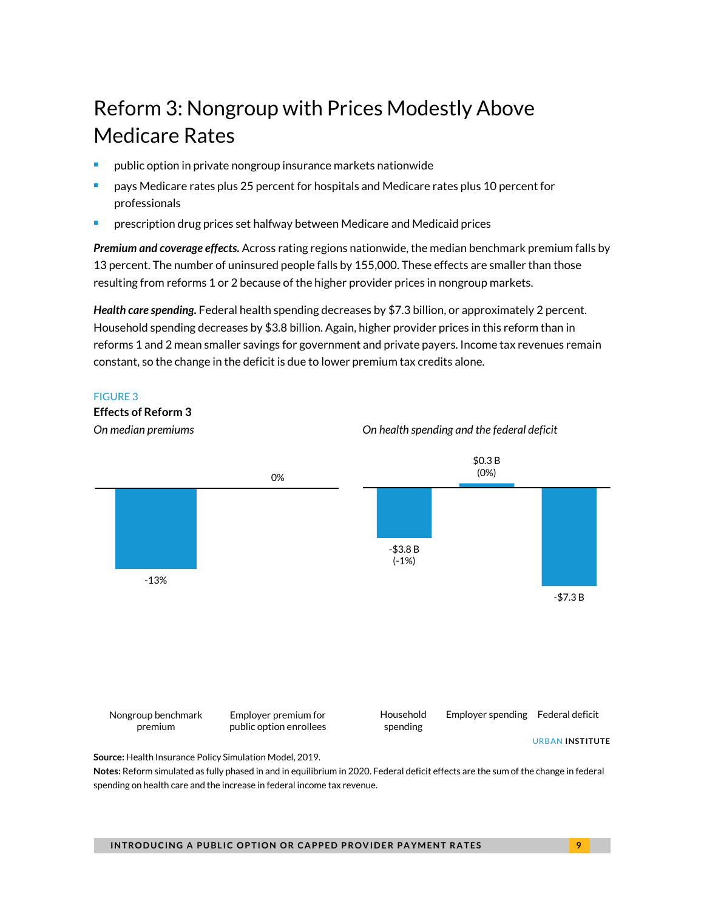# Reform 3: Nongroup with Prices Modestly Above Medicare Rates

- public option in private nongroup insurance markets nationwide
- pays Medicare rates plus 25 percent for hospitals and Medicare rates plus 10 percent for professionals
- prescription drug prices set halfway between Medicare and Medicaid prices

***Premium and coverage effects.*** Across rating regions nationwide, the median benchmark premium falls by 13 percent. The number of uninsured people falls by 155,000. These effects are smaller than those resulting from reforms 1 or 2 because of the higher provider prices in nongroup markets.

***Health care spending.*** Federal health spending decreases by $7.3 billion, or approximately 2 percent. Household spending decreases by $3.8 billion. Again, higher provider prices in this reform than in reforms 1 and 2 mean smaller savings for government and private payers. Income tax revenues remain constant, so the change in the deficit is due to lower premium tax credits alone.

FIGURE 3

**Effects of Reform 3**

*On median premiums*

| Nongroup benchmark premium | Employer premium for public option enrollees |
| --- | --- |
| -13% | 0% |

*On health spending and the federal deficit*

| Household spending | Employer spending | Federal deficit |
| --- | --- | --- |
| -$3.8 B (-1%) | $0.3 B (0%) | -$7.3 B |

URBAN INSTITUTE

**Source:** Health Insurance Policy Simulation Model, 2019.

**Notes:** Reform simulated as fully phased in and in equilibrium in 2020. Federal deficit effects are the sum of the change in federal spending on health care and the increase in federal income tax revenue.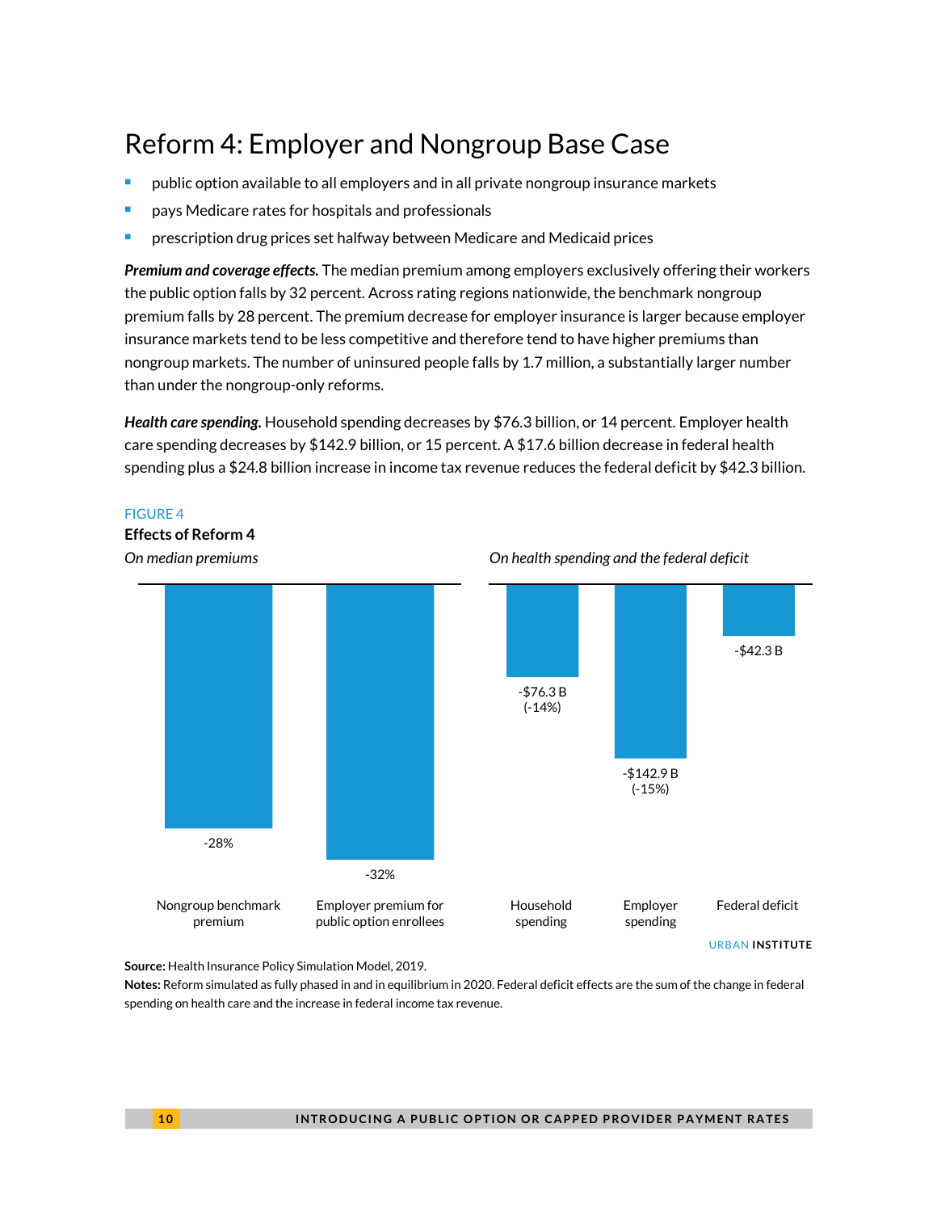# Reform 4: Employer and Nongroup Base Case

- public option available to all employers and in all private nongroup insurance markets
- pays Medicare rates for hospitals and professionals
- prescription drug prices set halfway between Medicare and Medicaid prices

***Premium and coverage effects.*** The median premium among employers exclusively offering their workers the public option falls by 32 percent. Across rating regions nationwide, the benchmark nongroup premium falls by 28 percent. The premium decrease for employer insurance is larger because employer insurance markets tend to be less competitive and therefore tend to have higher premiums than nongroup markets. The number of uninsured people falls by 1.7 million, a substantially larger number than under the nongroup-only reforms.

***Health care spending.*** Household spending decreases by $76.3 billion, or 14 percent. Employer health care spending decreases by $142.9 billion, or 15 percent. A $17.6 billion decrease in federal health spending plus a $24.8 billion increase in income tax revenue reduces the federal deficit by $42.3 billion.

FIGURE 4

**Effects of Reform 4**

*On median premiums*

| Nongroup benchmark premium | Employer premium for public option enrollees |
| --- | --- |
| -28% | -32% |

*On health spending and the federal deficit*

| Household spending | Employer spending | Federal deficit |
| --- | --- | --- |
| -$76.3 B (-14%) | -$142.9 B (-15%) | -$42.3 B |

URBAN INSTITUTE

**Source:** Health Insurance Policy Simulation Model, 2019.

**Notes:** Reform simulated as fully phased in and in equilibrium in 2020. Federal deficit effects are the sum of the change in federal spending on health care and the increase in federal income tax revenue.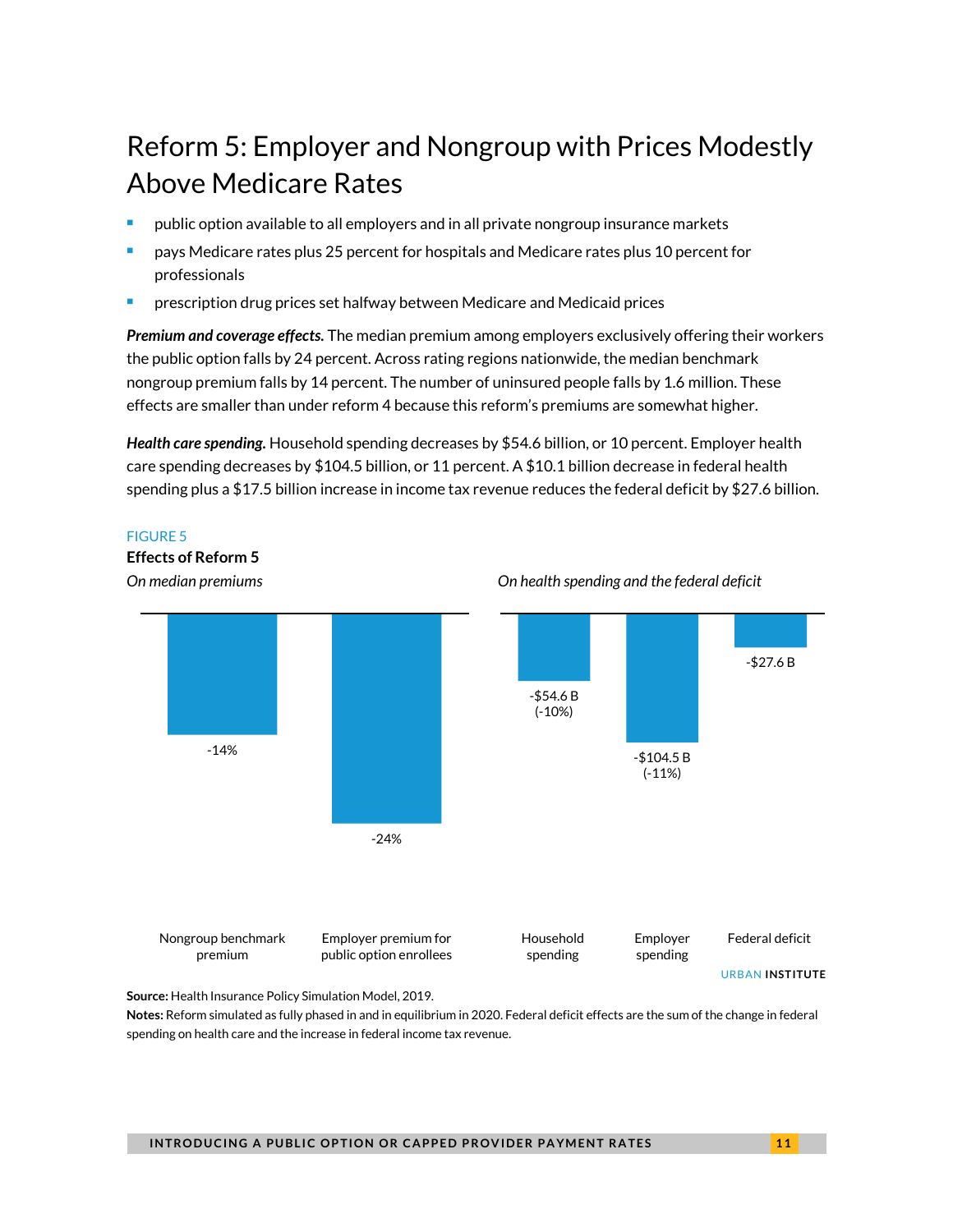# Reform 5: Employer and Nongroup with Prices Modestly Above Medicare Rates

- public option available to all employers and in all private nongroup insurance markets
- pays Medicare rates plus 25 percent for hospitals and Medicare rates plus 10 percent for professionals
- prescription drug prices set halfway between Medicare and Medicaid prices

***Premium and coverage effects.*** The median premium among employers exclusively offering their workers the public option falls by 24 percent. Across rating regions nationwide, the median benchmark nongroup premium falls by 14 percent. The number of uninsured people falls by 1.6 million. These effects are smaller than under reform 4 because this reform's premiums are somewhat higher.

***Health care spending.*** Household spending decreases by $54.6 billion, or 10 percent. Employer health care spending decreases by $104.5 billion, or 11 percent. A $10.1 billion decrease in federal health spending plus a $17.5 billion increase in income tax revenue reduces the federal deficit by $27.6 billion.

FIGURE 5

**Effects of Reform 5**

*On median premiums*

| Nongroup benchmark premium | Employer premium for public option enrollees |
| --- | --- |
| -14% | -24% |

*On health spending and the federal deficit*

| Household spending | Employer spending | Federal deficit |
| --- | --- | --- |
| -$54.6 B (-10%) | -$104.5 B (-11%) | -$27.6 B |

URBAN INSTITUTE

**Source:** Health Insurance Policy Simulation Model, 2019.

**Notes:** Reform simulated as fully phased in and in equilibrium in 2020. Federal deficit effects are the sum of the change in federal spending on health care and the increase in federal income tax revenue.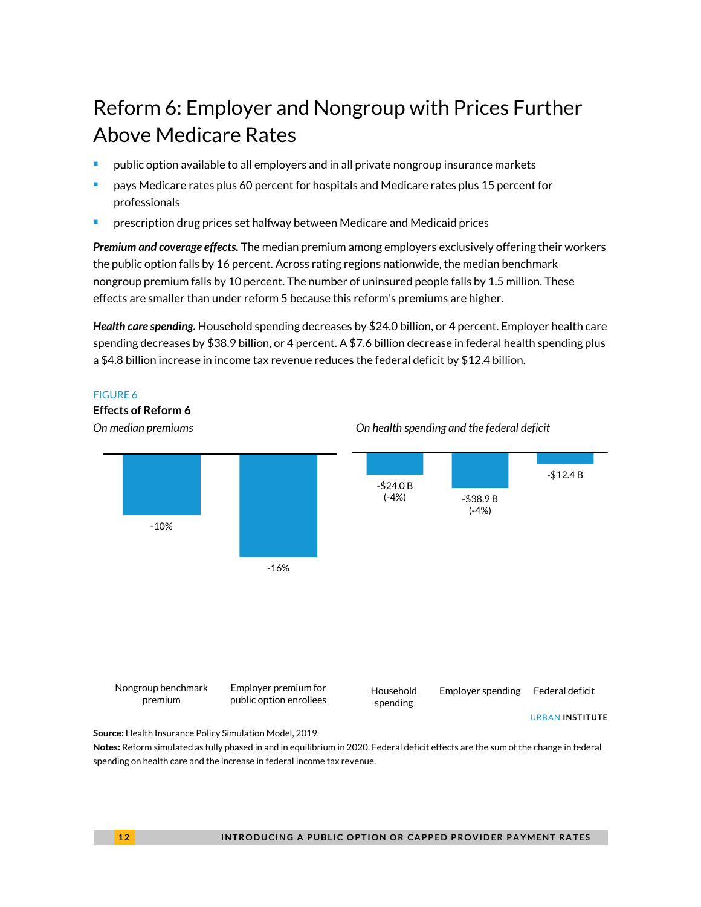# Reform 6: Employer and Nongroup with Prices Further Above Medicare Rates

- public option available to all employers and in all private nongroup insurance markets
- pays Medicare rates plus 60 percent for hospitals and Medicare rates plus 15 percent for professionals
- prescription drug prices set halfway between Medicare and Medicaid prices

***Premium and coverage effects.*** The median premium among employers exclusively offering their workers the public option falls by 16 percent. Across rating regions nationwide, the median benchmark nongroup premium falls by 10 percent. The number of uninsured people falls by 1.5 million. These effects are smaller than under reform 5 because this reform's premiums are higher.

***Health care spending.*** Household spending decreases by $24.0 billion, or 4 percent. Employer health care spending decreases by $38.9 billion, or 4 percent. A $7.6 billion decrease in federal health spending plus a $4.8 billion increase in income tax revenue reduces the federal deficit by $12.4 billion.

FIGURE 6

**Effects of Reform 6**

*On median premiums*

| Nongroup benchmark premium | Employer premium for public option enrollees |
|---|---|
| -10% | -16% |

*On health spending and the federal deficit*

| Household spending | Employer spending | Federal deficit |
|---|---|---|
| -$24.0 B (-4%) | -$38.9 B (-4%) | -$12.4 B |

URBAN INSTITUTE

**Source:** Health Insurance Policy Simulation Model, 2019.

**Notes:** Reform simulated as fully phased in and in equilibrium in 2020. Federal deficit effects are the sum of the change in federal spending on health care and the increase in federal income tax revenue.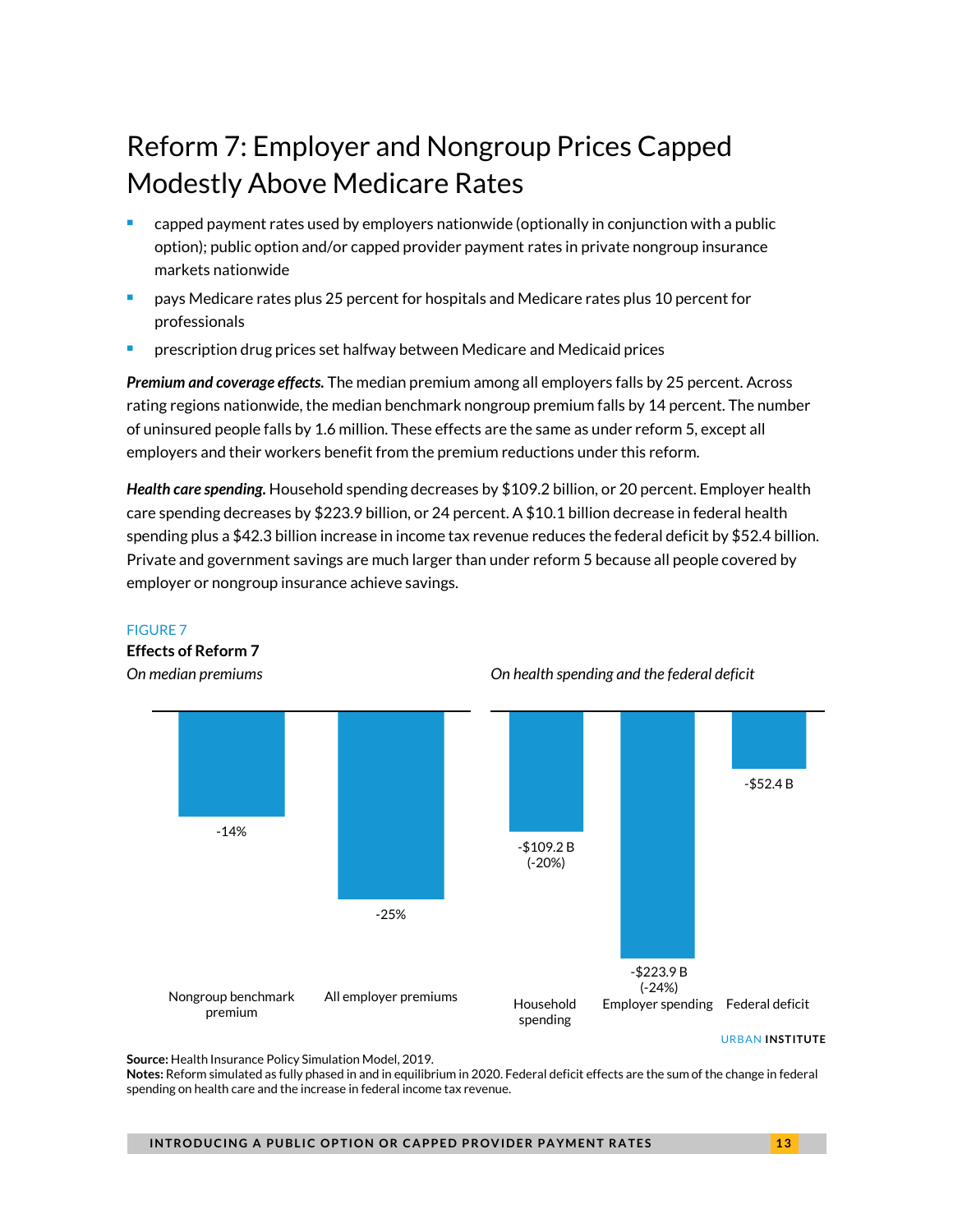# Reform 7: Employer and Nongroup Prices Capped Modestly Above Medicare Rates

- capped payment rates used by employers nationwide (optionally in conjunction with a public option); public option and/or capped provider payment rates in private nongroup insurance markets nationwide
- pays Medicare rates plus 25 percent for hospitals and Medicare rates plus 10 percent for professionals
- prescription drug prices set halfway between Medicare and Medicaid prices

***Premium and coverage effects.*** The median premium among all employers falls by 25 percent. Across rating regions nationwide, the median benchmark nongroup premium falls by 14 percent. The number of uninsured people falls by 1.6 million. These effects are the same as under reform 5, except all employers and their workers benefit from the premium reductions under this reform.

***Health care spending.*** Household spending decreases by $109.2 billion, or 20 percent. Employer health care spending decreases by $223.9 billion, or 24 percent. A $10.1 billion decrease in federal health spending plus a $42.3 billion increase in income tax revenue reduces the federal deficit by $52.4 billion. Private and government savings are much larger than under reform 5 because all people covered by employer or nongroup insurance achieve savings.

FIGURE 7

**Effects of Reform 7**

*On median premiums*

| Nongroup benchmark premium | All employer premiums |
|---|---|
| -14% | -25% |

*On health spending and the federal deficit*

| Household spending | Employer spending | Federal deficit |
|---|---|---|
| -$109.2 B (-20%) | -$223.9 B (-24%) | -$52.4 B |

URBAN INSTITUTE

**Source:** Health Insurance Policy Simulation Model, 2019.
**Notes:** Reform simulated as fully phased in and in equilibrium in 2020. Federal deficit effects are the sum of the change in federal spending on health care and the increase in federal income tax revenue.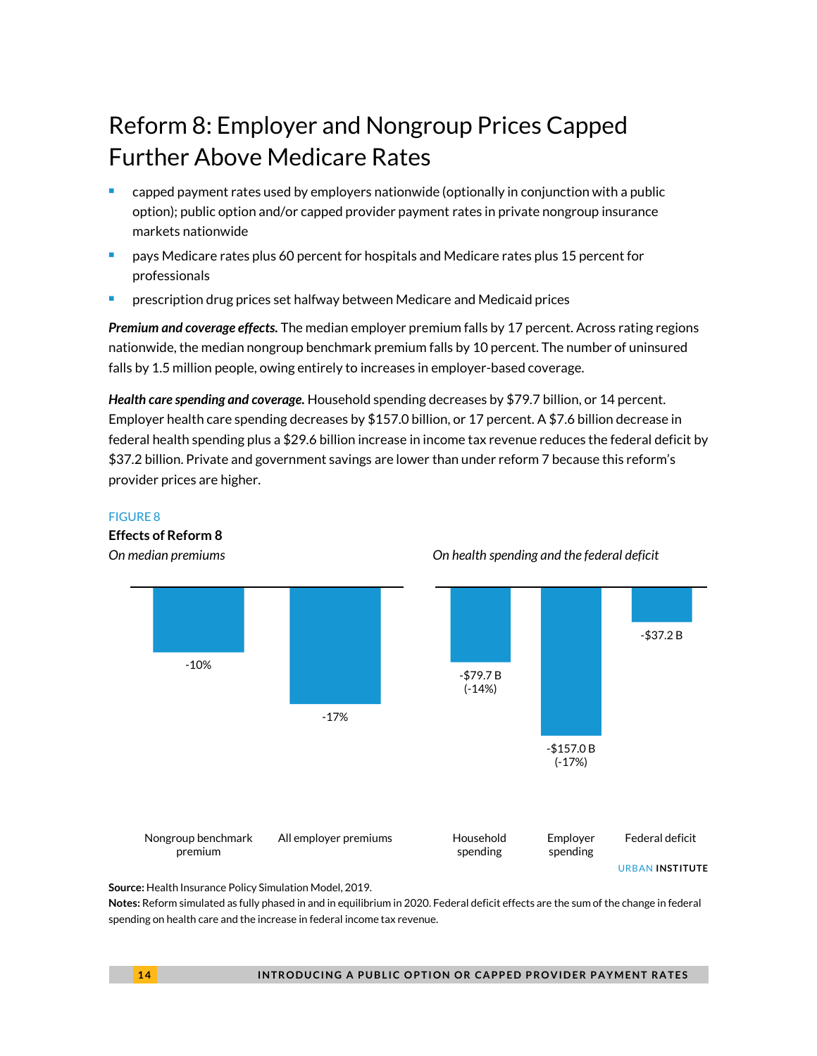# Reform 8: Employer and Nongroup Prices Capped Further Above Medicare Rates

- capped payment rates used by employers nationwide (optionally in conjunction with a public option); public option and/or capped provider payment rates in private nongroup insurance markets nationwide
- pays Medicare rates plus 60 percent for hospitals and Medicare rates plus 15 percent for professionals
- prescription drug prices set halfway between Medicare and Medicaid prices

***Premium and coverage effects.*** The median employer premium falls by 17 percent. Across rating regions nationwide, the median nongroup benchmark premium falls by 10 percent. The number of uninsured falls by 1.5 million people, owing entirely to increases in employer-based coverage.

***Health care spending and coverage.*** Household spending decreases by $79.7 billion, or 14 percent. Employer health care spending decreases by $157.0 billion, or 17 percent. A $7.6 billion decrease in federal health spending plus a $29.6 billion increase in income tax revenue reduces the federal deficit by $37.2 billion. Private and government savings are lower than under reform 7 because this reform's provider prices are higher.

FIGURE 8

**Effects of Reform 8**

*On median premiums*

| Nongroup benchmark premium | All employer premiums |
|---|---|
| -10% | -17% |

*On health spending and the federal deficit*

| Household spending | Employer spending | Federal deficit |
|---|---|---|
| -$79.7 B (-14%) | -$157.0 B (-17%) | -$37.2 B |

URBAN INSTITUTE

**Source:** Health Insurance Policy Simulation Model, 2019.
**Notes:** Reform simulated as fully phased in and in equilibrium in 2020. Federal deficit effects are the sum of the change in federal spending on health care and the increase in federal income tax revenue.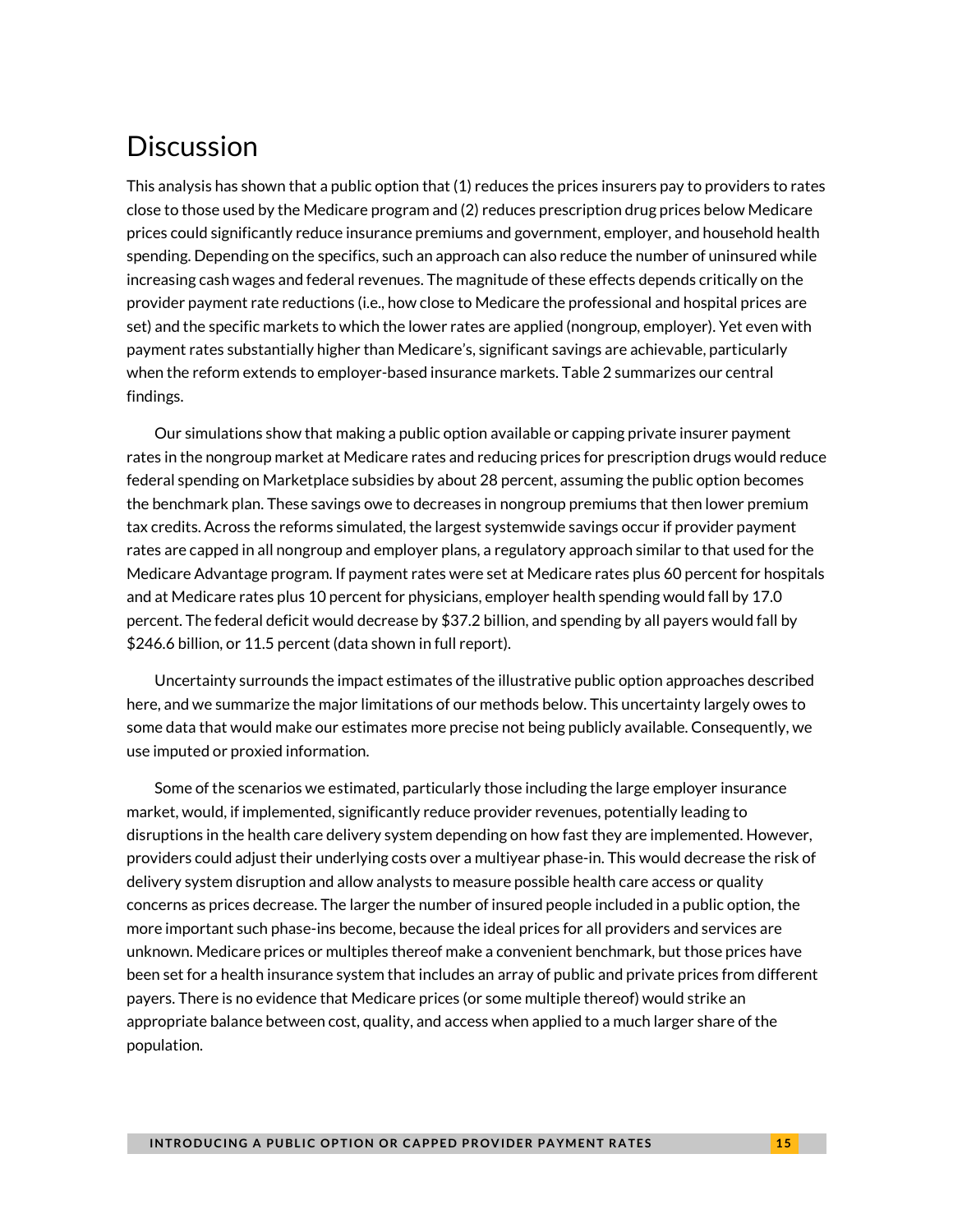## Discussion

This analysis has shown that a public option that (1) reduces the prices insurers pay to providers to rates close to those used by the Medicare program and (2) reduces prescription drug prices below Medicare prices could significantly reduce insurance premiums and government, employer, and household health spending. Depending on the specifics, such an approach can also reduce the number of uninsured while increasing cash wages and federal revenues. The magnitude of these effects depends critically on the provider payment rate reductions (i.e., how close to Medicare the professional and hospital prices are set) and the specific markets to which the lower rates are applied (nongroup, employer). Yet even with payment rates substantially higher than Medicare's, significant savings are achievable, particularly when the reform extends to employer-based insurance markets. Table 2 summarizes our central findings.

Our simulations show that making a public option available or capping private insurer payment rates in the nongroup market at Medicare rates and reducing prices for prescription drugs would reduce federal spending on Marketplace subsidies by about 28 percent, assuming the public option becomes the benchmark plan. These savings owe to decreases in nongroup premiums that then lower premium tax credits. Across the reforms simulated, the largest systemwide savings occur if provider payment rates are capped in all nongroup and employer plans, a regulatory approach similar to that used for the Medicare Advantage program. If payment rates were set at Medicare rates plus 60 percent for hospitals and at Medicare rates plus 10 percent for physicians, employer health spending would fall by 17.0 percent. The federal deficit would decrease by $37.2 billion, and spending by all payers would fall by $246.6 billion, or 11.5 percent (data shown in full report).

Uncertainty surrounds the impact estimates of the illustrative public option approaches described here, and we summarize the major limitations of our methods below. This uncertainty largely owes to some data that would make our estimates more precise not being publicly available. Consequently, we use imputed or proxied information.

Some of the scenarios we estimated, particularly those including the large employer insurance market, would, if implemented, significantly reduce provider revenues, potentially leading to disruptions in the health care delivery system depending on how fast they are implemented. However, providers could adjust their underlying costs over a multiyear phase-in. This would decrease the risk of delivery system disruption and allow analysts to measure possible health care access or quality concerns as prices decrease. The larger the number of insured people included in a public option, the more important such phase-ins become, because the ideal prices for all providers and services are unknown. Medicare prices or multiples thereof make a convenient benchmark, but those prices have been set for a health insurance system that includes an array of public and private prices from different payers. There is no evidence that Medicare prices (or some multiple thereof) would strike an appropriate balance between cost, quality, and access when applied to a much larger share of the population.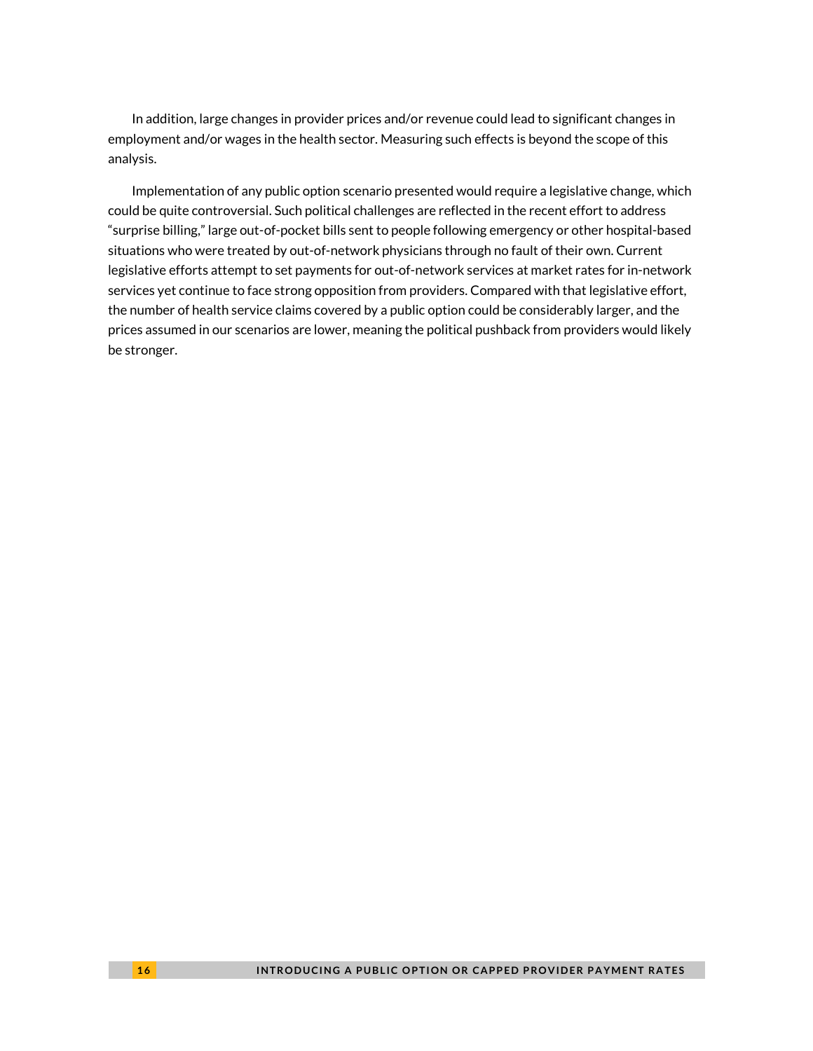In addition, large changes in provider prices and/or revenue could lead to significant changes in employment and/or wages in the health sector. Measuring such effects is beyond the scope of this analysis.

Implementation of any public option scenario presented would require a legislative change, which could be quite controversial. Such political challenges are reflected in the recent effort to address "surprise billing," large out-of-pocket bills sent to people following emergency or other hospital-based situations who were treated by out-of-network physicians through no fault of their own. Current legislative efforts attempt to set payments for out-of-network services at market rates for in-network services yet continue to face strong opposition from providers. Compared with that legislative effort, the number of health service claims covered by a public option could be considerably larger, and the prices assumed in our scenarios are lower, meaning the political pushback from providers would likely be stronger.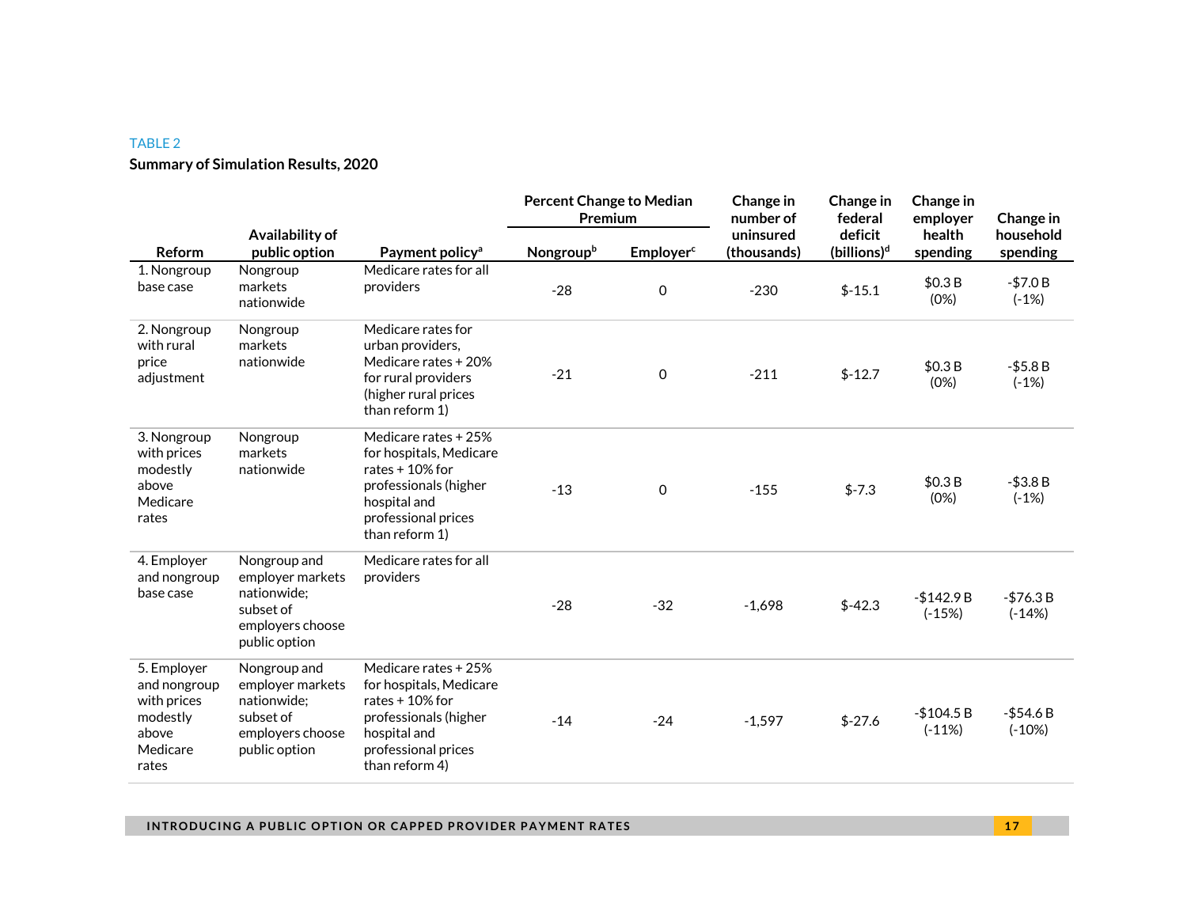TABLE 2

**Summary of Simulation Results, 2020**

| Reform | Availability of public option | Payment policy[a] | Percent Change to Median Premium | | Change in number of uninsured (thousands) | Change in federal deficit (billions)[d] | Change in employer health spending | Change in household spending |
|---|---|---|---|---|---|---|---|---|
| | | | Nongroup[b] | Employer[c] | | | | |
| 1. Nongroup base case | Nongroup markets nationwide | Medicare rates for all providers | -28 | 0 | -230 | $-15.1 | $0.3 B (0%) | -$7.0 B (-1%) |
| 2. Nongroup with rural price adjustment | Nongroup markets nationwide | Medicare rates for urban providers, Medicare rates + 20% for rural providers (higher rural prices than reform 1) | -21 | 0 | -211 | $-12.7 | $0.3 B (0%) | -$5.8 B (-1%) |
| 3. Nongroup with prices modestly above Medicare rates | Nongroup markets nationwide | Medicare rates + 25% for hospitals, Medicare rates + 10% for professionals (higher hospital and professional prices than reform 1) | -13 | 0 | -155 | $-7.3 | $0.3 B (0%) | -$3.8 B (-1%) |
| 4. Employer and nongroup base case | Nongroup and employer markets nationwide; subset of employers choose public option | Medicare rates for all providers | -28 | -32 | -1,698 | $-42.3 | -$142.9 B (-15%) | -$76.3 B (-14%) |
| 5. Employer and nongroup with prices modestly above Medicare rates | Nongroup and employer markets nationwide; subset of employers choose public option | Medicare rates + 25% for hospitals, Medicare rates + 10% for professionals (higher hospital and professional prices than reform 4) | -14 | -24 | -1,597 | $-27.6 | -$104.5 B (-11%) | -$54.6 B (-10%) |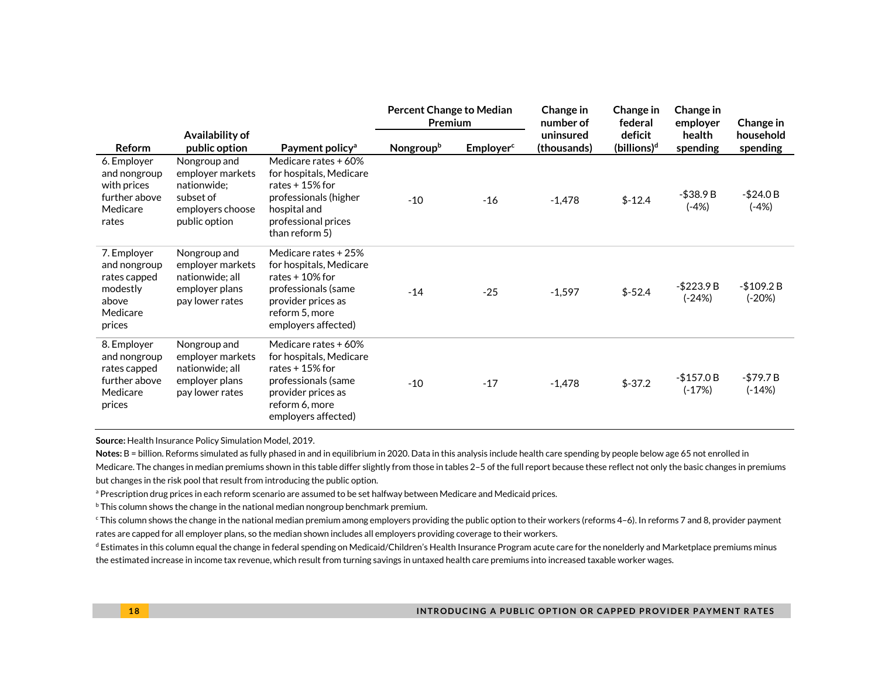| Reform | Availability of public option | Payment policy[a] | Percent Change to Median Premium | | Change in number of uninsured (thousands) | Change in federal deficit (billions)[d] | Change in employer health spending | Change in household spending |
|---|---|---|---|---|---|---|---|---|
| | | | Nongroup[b] | Employer[c] | | | | |
| 6. Employer and nongroup with prices further above Medicare rates | Nongroup and employer markets nationwide; subset of employers choose public option | Medicare rates + 60% for hospitals, Medicare rates + 15% for professionals (higher hospital and professional prices than reform 5) | -10 | -16 | -1,478 | $-12.4 | -$38.9 B (-4%) | -$24.0 B (-4%) |
| 7. Employer and nongroup rates capped modestly above Medicare prices | Nongroup and employer markets nationwide; all employer plans pay lower rates | Medicare rates + 25% for hospitals, Medicare rates + 10% for professionals (same provider prices as reform 5, more employers affected) | -14 | -25 | -1,597 | $-52.4 | -$223.9 B (-24%) | -$109.2 B (-20%) |
| 8. Employer and nongroup rates capped further above Medicare prices | Nongroup and employer markets nationwide; all employer plans pay lower rates | Medicare rates + 60% for hospitals, Medicare rates + 15% for professionals (same provider prices as reform 6, more employers affected) | -10 | -17 | -1,478 | $-37.2 | -$157.0 B (-17%) | -$79.7 B (-14%) |

**Source:** Health Insurance Policy Simulation Model, 2019.

**Notes:** B = billion. Reforms simulated as fully phased in and in equilibrium in 2020. Data in this analysis include health care spending by people below age 65 not enrolled in Medicare. The changes in median premiums shown in this table differ slightly from those in tables 2–5 of the full report because these reflect not only the basic changes in premiums but changes in the risk pool that result from introducing the public option.

[a] Prescription drug prices in each reform scenario are assumed to be set halfway between Medicare and Medicaid prices.

[b] This column shows the change in the national median nongroup benchmark premium.

[c] This column shows the change in the national median premium among employers providing the public option to their workers (reforms 4–6). In reforms 7 and 8, provider payment rates are capped for all employer plans, so the median shown includes all employers providing coverage to their workers.

[d] Estimates in this column equal the change in federal spending on Medicaid/Children's Health Insurance Program acute care for the nonelderly and Marketplace premiums minus the estimated increase in income tax revenue, which result from turning savings in untaxed health care premiums into increased taxable worker wages.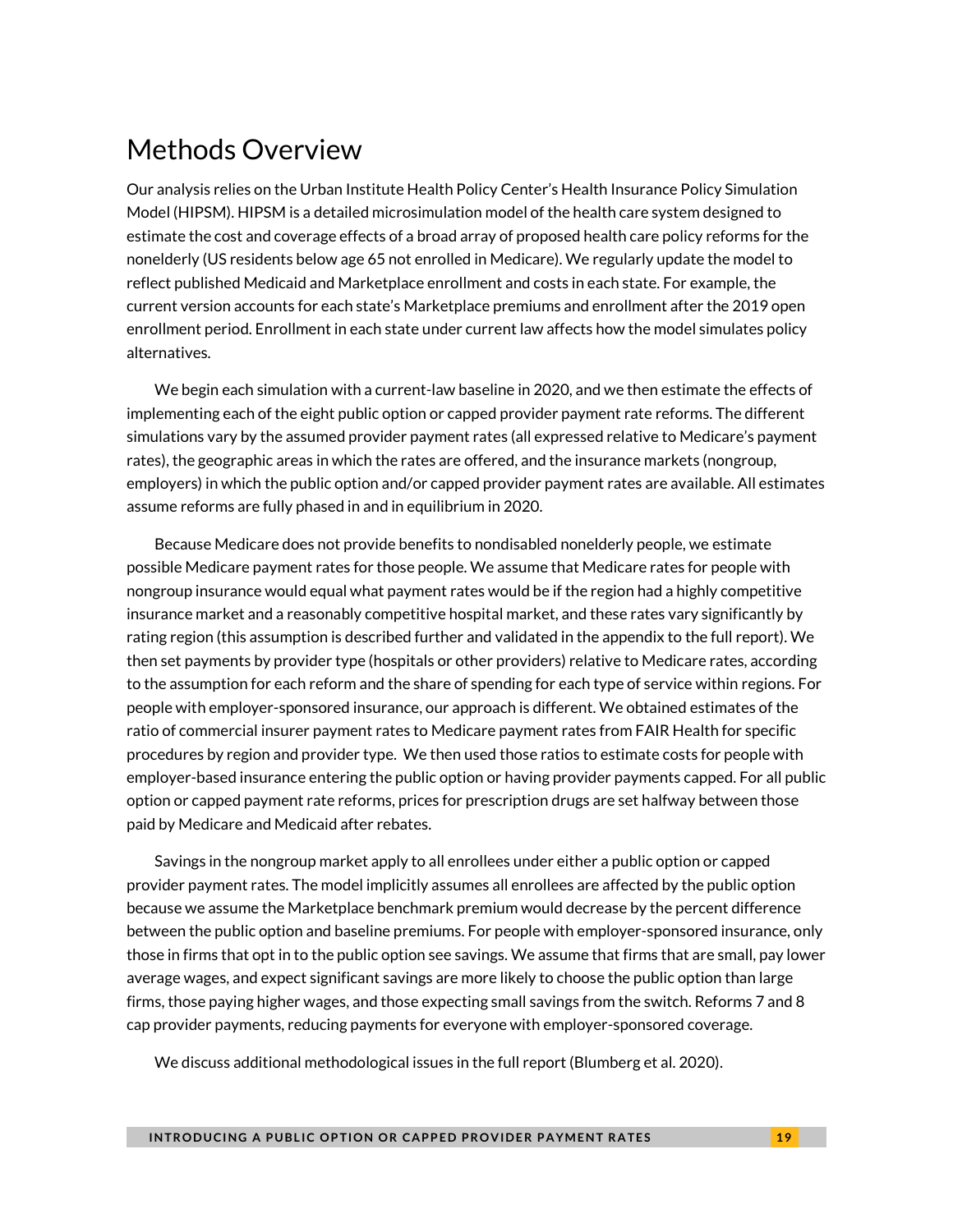# Methods Overview

Our analysis relies on the Urban Institute Health Policy Center's Health Insurance Policy Simulation Model (HIPSM). HIPSM is a detailed microsimulation model of the health care system designed to estimate the cost and coverage effects of a broad array of proposed health care policy reforms for the nonelderly (US residents below age 65 not enrolled in Medicare). We regularly update the model to reflect published Medicaid and Marketplace enrollment and costs in each state. For example, the current version accounts for each state's Marketplace premiums and enrollment after the 2019 open enrollment period. Enrollment in each state under current law affects how the model simulates policy alternatives.

We begin each simulation with a current-law baseline in 2020, and we then estimate the effects of implementing each of the eight public option or capped provider payment rate reforms. The different simulations vary by the assumed provider payment rates (all expressed relative to Medicare's payment rates), the geographic areas in which the rates are offered, and the insurance markets (nongroup, employers) in which the public option and/or capped provider payment rates are available. All estimates assume reforms are fully phased in and in equilibrium in 2020.

Because Medicare does not provide benefits to nondisabled nonelderly people, we estimate possible Medicare payment rates for those people. We assume that Medicare rates for people with nongroup insurance would equal what payment rates would be if the region had a highly competitive insurance market and a reasonably competitive hospital market, and these rates vary significantly by rating region (this assumption is described further and validated in the appendix to the full report). We then set payments by provider type (hospitals or other providers) relative to Medicare rates, according to the assumption for each reform and the share of spending for each type of service within regions. For people with employer-sponsored insurance, our approach is different. We obtained estimates of the ratio of commercial insurer payment rates to Medicare payment rates from FAIR Health for specific procedures by region and provider type. We then used those ratios to estimate costs for people with employer-based insurance entering the public option or having provider payments capped. For all public option or capped payment rate reforms, prices for prescription drugs are set halfway between those paid by Medicare and Medicaid after rebates.

Savings in the nongroup market apply to all enrollees under either a public option or capped provider payment rates. The model implicitly assumes all enrollees are affected by the public option because we assume the Marketplace benchmark premium would decrease by the percent difference between the public option and baseline premiums. For people with employer-sponsored insurance, only those in firms that opt in to the public option see savings. We assume that firms that are small, pay lower average wages, and expect significant savings are more likely to choose the public option than large firms, those paying higher wages, and those expecting small savings from the switch. Reforms 7 and 8 cap provider payments, reducing payments for everyone with employer-sponsored coverage.

We discuss additional methodological issues in the full report (Blumberg et al. 2020).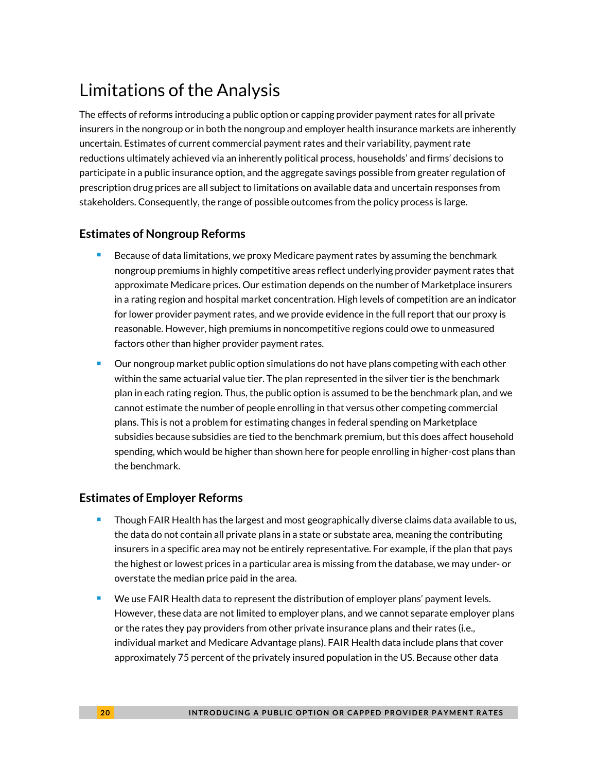# Limitations of the Analysis

The effects of reforms introducing a public option or capping provider payment rates for all private insurers in the nongroup or in both the nongroup and employer health insurance markets are inherently uncertain. Estimates of current commercial payment rates and their variability, payment rate reductions ultimately achieved via an inherently political process, households' and firms' decisions to participate in a public insurance option, and the aggregate savings possible from greater regulation of prescription drug prices are all subject to limitations on available data and uncertain responses from stakeholders. Consequently, the range of possible outcomes from the policy process is large.

### Estimates of Nongroup Reforms

- Because of data limitations, we proxy Medicare payment rates by assuming the benchmark nongroup premiums in highly competitive areas reflect underlying provider payment rates that approximate Medicare prices. Our estimation depends on the number of Marketplace insurers in a rating region and hospital market concentration. High levels of competition are an indicator for lower provider payment rates, and we provide evidence in the full report that our proxy is reasonable. However, high premiums in noncompetitive regions could owe to unmeasured factors other than higher provider payment rates.
- Our nongroup market public option simulations do not have plans competing with each other within the same actuarial value tier. The plan represented in the silver tier is the benchmark plan in each rating region. Thus, the public option is assumed to be the benchmark plan, and we cannot estimate the number of people enrolling in that versus other competing commercial plans. This is not a problem for estimating changes in federal spending on Marketplace subsidies because subsidies are tied to the benchmark premium, but this does affect household spending, which would be higher than shown here for people enrolling in higher-cost plans than the benchmark.

### Estimates of Employer Reforms

- Though FAIR Health has the largest and most geographically diverse claims data available to us, the data do not contain all private plans in a state or substate area, meaning the contributing insurers in a specific area may not be entirely representative. For example, if the plan that pays the highest or lowest prices in a particular area is missing from the database, we may under- or overstate the median price paid in the area.
- We use FAIR Health data to represent the distribution of employer plans' payment levels. However, these data are not limited to employer plans, and we cannot separate employer plans or the rates they pay providers from other private insurance plans and their rates (i.e., individual market and Medicare Advantage plans). FAIR Health data include plans that cover approximately 75 percent of the privately insured population in the US. Because other data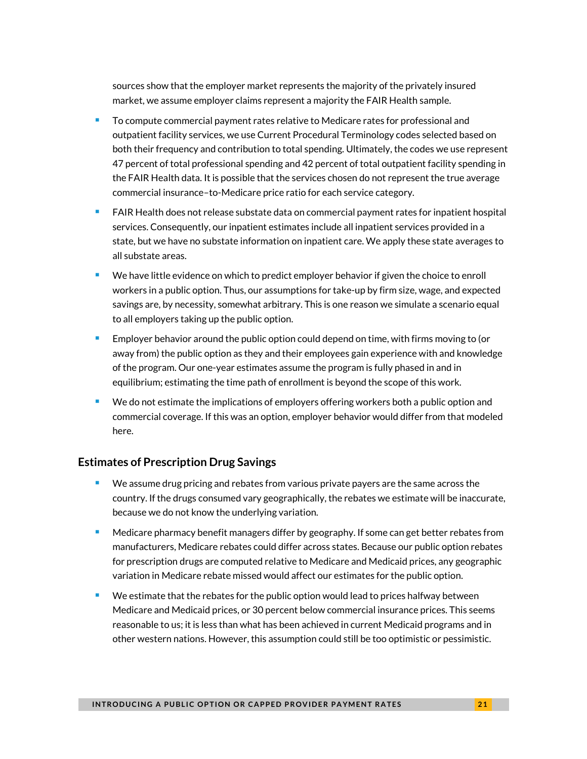sources show that the employer market represents the majority of the privately insured market, we assume employer claims represent a majority the FAIR Health sample.

- To compute commercial payment rates relative to Medicare rates for professional and outpatient facility services, we use Current Procedural Terminology codes selected based on both their frequency and contribution to total spending. Ultimately, the codes we use represent 47 percent of total professional spending and 42 percent of total outpatient facility spending in the FAIR Health data. It is possible that the services chosen do not represent the true average commercial insurance–to-Medicare price ratio for each service category.
- FAIR Health does not release substate data on commercial payment rates for inpatient hospital services. Consequently, our inpatient estimates include all inpatient services provided in a state, but we have no substate information on inpatient care. We apply these state averages to all substate areas.
- We have little evidence on which to predict employer behavior if given the choice to enroll workers in a public option. Thus, our assumptions for take-up by firm size, wage, and expected savings are, by necessity, somewhat arbitrary. This is one reason we simulate a scenario equal to all employers taking up the public option.
- Employer behavior around the public option could depend on time, with firms moving to (or away from) the public option as they and their employees gain experience with and knowledge of the program. Our one-year estimates assume the program is fully phased in and in equilibrium; estimating the time path of enrollment is beyond the scope of this work.
- We do not estimate the implications of employers offering workers both a public option and commercial coverage. If this was an option, employer behavior would differ from that modeled here.

### Estimates of Prescription Drug Savings

- We assume drug pricing and rebates from various private payers are the same across the country. If the drugs consumed vary geographically, the rebates we estimate will be inaccurate, because we do not know the underlying variation.
- Medicare pharmacy benefit managers differ by geography. If some can get better rebates from manufacturers, Medicare rebates could differ across states. Because our public option rebates for prescription drugs are computed relative to Medicare and Medicaid prices, any geographic variation in Medicare rebate missed would affect our estimates for the public option.
- We estimate that the rebates for the public option would lead to prices halfway between Medicare and Medicaid prices, or 30 percent below commercial insurance prices. This seems reasonable to us; it is less than what has been achieved in current Medicaid programs and in other western nations. However, this assumption could still be too optimistic or pessimistic.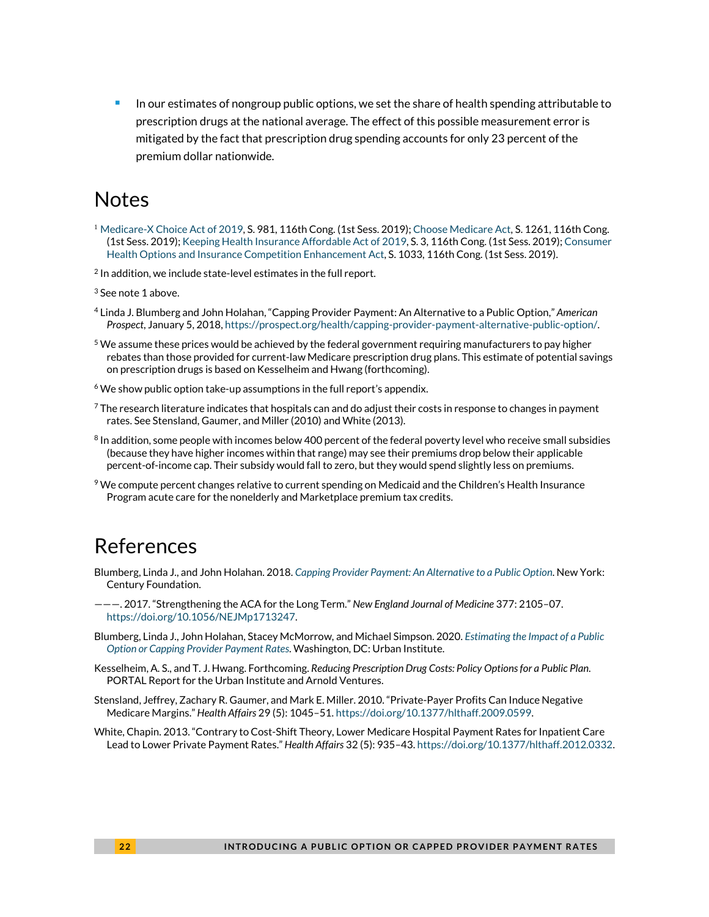- In our estimates of nongroup public options, we set the share of health spending attributable to prescription drugs at the national average. The effect of this possible measurement error is mitigated by the fact that prescription drug spending accounts for only 23 percent of the premium dollar nationwide.

## Notes

[1] Medicare-X Choice Act of 2019, S. 981, 116th Cong. (1st Sess. 2019); Choose Medicare Act, S. 1261, 116th Cong. (1st Sess. 2019); Keeping Health Insurance Affordable Act of 2019, S. 3, 116th Cong. (1st Sess. 2019); Consumer Health Options and Insurance Competition Enhancement Act, S. 1033, 116th Cong. (1st Sess. 2019).

[2] In addition, we include state-level estimates in the full report.

[3] See note 1 above.

[4] Linda J. Blumberg and John Holahan, "Capping Provider Payment: An Alternative to a Public Option," *American Prospect*, January 5, 2018, https://prospect.org/health/capping-provider-payment-alternative-public-option/.

[5] We assume these prices would be achieved by the federal government requiring manufacturers to pay higher rebates than those provided for current-law Medicare prescription drug plans. This estimate of potential savings on prescription drugs is based on Kesselheim and Hwang (forthcoming).

[6] We show public option take-up assumptions in the full report's appendix.

[7] The research literature indicates that hospitals can and do adjust their costs in response to changes in payment rates. See Stensland, Gaumer, and Miller (2010) and White (2013).

[8] In addition, some people with incomes below 400 percent of the federal poverty level who receive small subsidies (because they have higher incomes within that range) may see their premiums drop below their applicable percent-of-income cap. Their subsidy would fall to zero, but they would spend slightly less on premiums.

[9] We compute percent changes relative to current spending on Medicaid and the Children's Health Insurance Program acute care for the nonelderly and Marketplace premium tax credits.

## References

Blumberg, Linda J., and John Holahan. 2018. *Capping Provider Payment: An Alternative to a Public Option*. New York: Century Foundation.

———. 2017. "Strengthening the ACA for the Long Term." *New England Journal of Medicine* 377: 2105–07. https://doi.org/10.1056/NEJMp1713247.

Blumberg, Linda J., John Holahan, Stacey McMorrow, and Michael Simpson. 2020. *Estimating the Impact of a Public Option or Capping Provider Payment Rates*. Washington, DC: Urban Institute.

Kesselheim, A. S., and T. J. Hwang. Forthcoming. *Reducing Prescription Drug Costs: Policy Options for a Public Plan*. PORTAL Report for the Urban Institute and Arnold Ventures.

Stensland, Jeffrey, Zachary R. Gaumer, and Mark E. Miller. 2010. "Private-Payer Profits Can Induce Negative Medicare Margins." *Health Affairs* 29 (5): 1045–51. https://doi.org/10.1377/hlthaff.2009.0599.

White, Chapin. 2013. "Contrary to Cost-Shift Theory, Lower Medicare Hospital Payment Rates for Inpatient Care Lead to Lower Private Payment Rates." *Health Affairs* 32 (5): 935–43. https://doi.org/10.1377/hlthaff.2012.0332.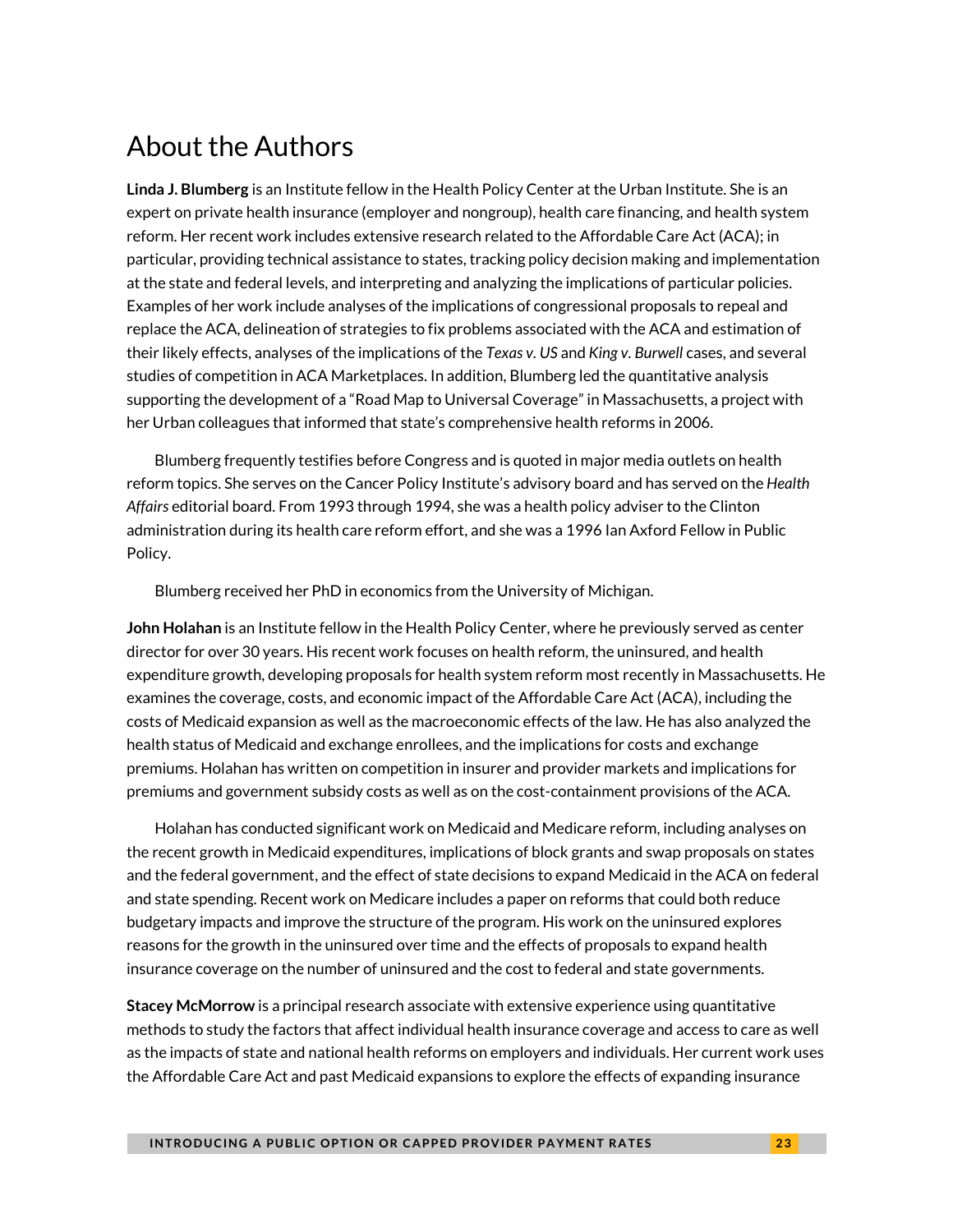# About the Authors

**Linda J. Blumberg** is an Institute fellow in the Health Policy Center at the Urban Institute. She is an expert on private health insurance (employer and nongroup), health care financing, and health system reform. Her recent work includes extensive research related to the Affordable Care Act (ACA); in particular, providing technical assistance to states, tracking policy decision making and implementation at the state and federal levels, and interpreting and analyzing the implications of particular policies. Examples of her work include analyses of the implications of congressional proposals to repeal and replace the ACA, delineation of strategies to fix problems associated with the ACA and estimation of their likely effects, analyses of the implications of the *Texas v. US* and *King v. Burwell* cases, and several studies of competition in ACA Marketplaces. In addition, Blumberg led the quantitative analysis supporting the development of a "Road Map to Universal Coverage" in Massachusetts, a project with her Urban colleagues that informed that state's comprehensive health reforms in 2006.

Blumberg frequently testifies before Congress and is quoted in major media outlets on health reform topics. She serves on the Cancer Policy Institute's advisory board and has served on the *Health Affairs* editorial board. From 1993 through 1994, she was a health policy adviser to the Clinton administration during its health care reform effort, and she was a 1996 Ian Axford Fellow in Public Policy.

Blumberg received her PhD in economics from the University of Michigan.

**John Holahan** is an Institute fellow in the Health Policy Center, where he previously served as center director for over 30 years. His recent work focuses on health reform, the uninsured, and health expenditure growth, developing proposals for health system reform most recently in Massachusetts. He examines the coverage, costs, and economic impact of the Affordable Care Act (ACA), including the costs of Medicaid expansion as well as the macroeconomic effects of the law. He has also analyzed the health status of Medicaid and exchange enrollees, and the implications for costs and exchange premiums. Holahan has written on competition in insurer and provider markets and implications for premiums and government subsidy costs as well as on the cost-containment provisions of the ACA.

Holahan has conducted significant work on Medicaid and Medicare reform, including analyses on the recent growth in Medicaid expenditures, implications of block grants and swap proposals on states and the federal government, and the effect of state decisions to expand Medicaid in the ACA on federal and state spending. Recent work on Medicare includes a paper on reforms that could both reduce budgetary impacts and improve the structure of the program. His work on the uninsured explores reasons for the growth in the uninsured over time and the effects of proposals to expand health insurance coverage on the number of uninsured and the cost to federal and state governments.

**Stacey McMorrow** is a principal research associate with extensive experience using quantitative methods to study the factors that affect individual health insurance coverage and access to care as well as the impacts of state and national health reforms on employers and individuals. Her current work uses the Affordable Care Act and past Medicaid expansions to explore the effects of expanding insurance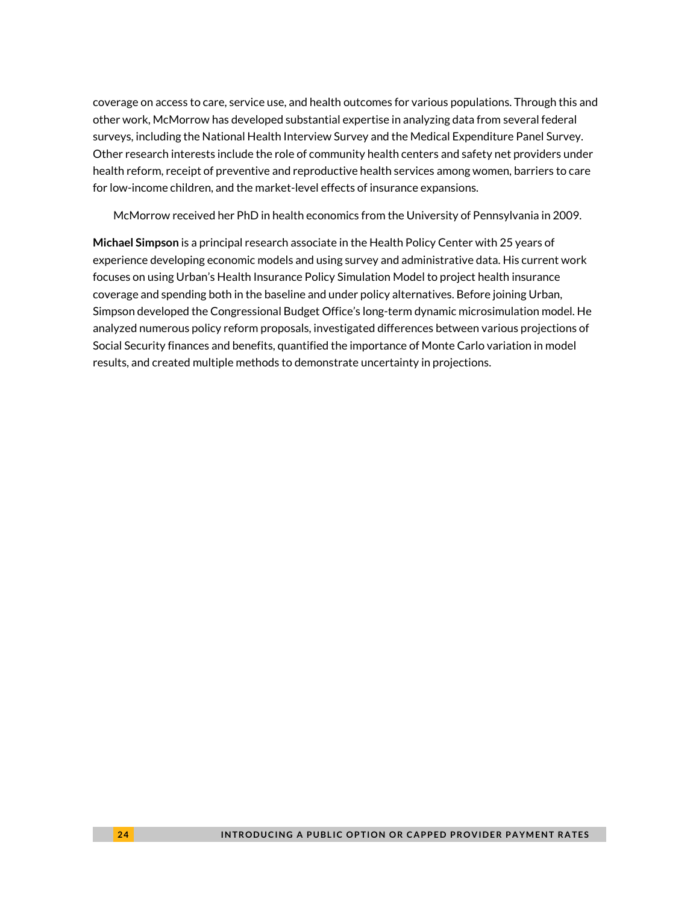coverage on access to care, service use, and health outcomes for various populations. Through this and other work, McMorrow has developed substantial expertise in analyzing data from several federal surveys, including the National Health Interview Survey and the Medical Expenditure Panel Survey. Other research interests include the role of community health centers and safety net providers under health reform, receipt of preventive and reproductive health services among women, barriers to care for low-income children, and the market-level effects of insurance expansions.

McMorrow received her PhD in health economics from the University of Pennsylvania in 2009.

**Michael Simpson** is a principal research associate in the Health Policy Center with 25 years of experience developing economic models and using survey and administrative data. His current work focuses on using Urban's Health Insurance Policy Simulation Model to project health insurance coverage and spending both in the baseline and under policy alternatives. Before joining Urban, Simpson developed the Congressional Budget Office's long-term dynamic microsimulation model. He analyzed numerous policy reform proposals, investigated differences between various projections of Social Security finances and benefits, quantified the importance of Monte Carlo variation in model results, and created multiple methods to demonstrate uncertainty in projections.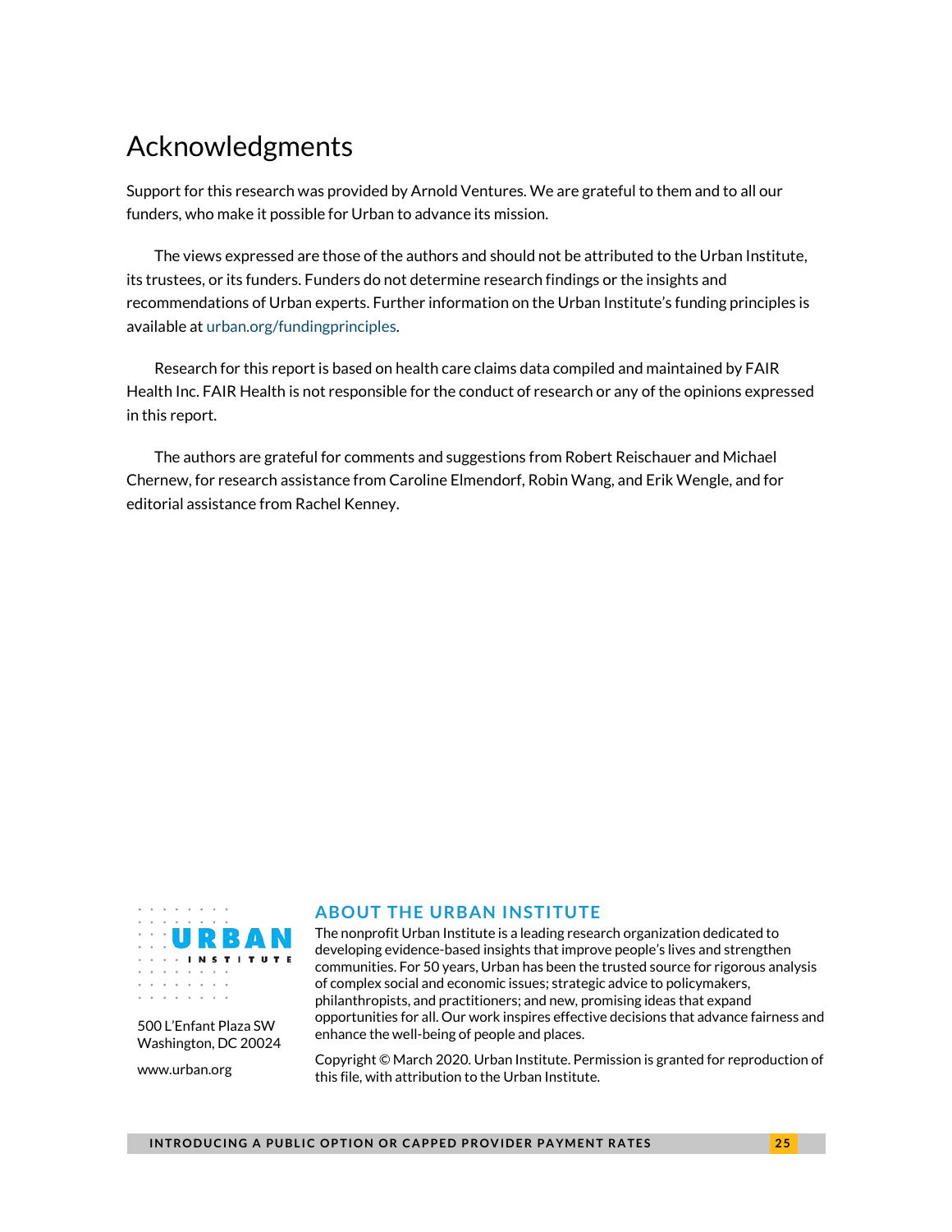# Acknowledgments

Support for this research was provided by Arnold Ventures. We are grateful to them and to all our funders, who make it possible for Urban to advance its mission.

The views expressed are those of the authors and should not be attributed to the Urban Institute, its trustees, or its funders. Funders do not determine research findings or the insights and recommendations of Urban experts. Further information on the Urban Institute's funding principles is available at urban.org/fundingprinciples.

Research for this report is based on health care claims data compiled and maintained by FAIR Health Inc. FAIR Health is not responsible for the conduct of research or any of the opinions expressed in this report.

The authors are grateful for comments and suggestions from Robert Reischauer and Michael Chernew, for research assistance from Caroline Elmendorf, Robin Wang, and Erik Wengle, and for editorial assistance from Rachel Kenney.

URBAN INSTITUTE

500 L'Enfant Plaza SW
Washington, DC 20024

www.urban.org

## ABOUT THE URBAN INSTITUTE

The nonprofit Urban Institute is a leading research organization dedicated to developing evidence-based insights that improve people's lives and strengthen communities. For 50 years, Urban has been the trusted source for rigorous analysis of complex social and economic issues; strategic advice to policymakers, philanthropists, and practitioners; and new, promising ideas that expand opportunities for all. Our work inspires effective decisions that advance fairness and enhance the well-being of people and places.

Copyright © March 2020. Urban Institute. Permission is granted for reproduction of this file, with attribution to the Urban Institute.